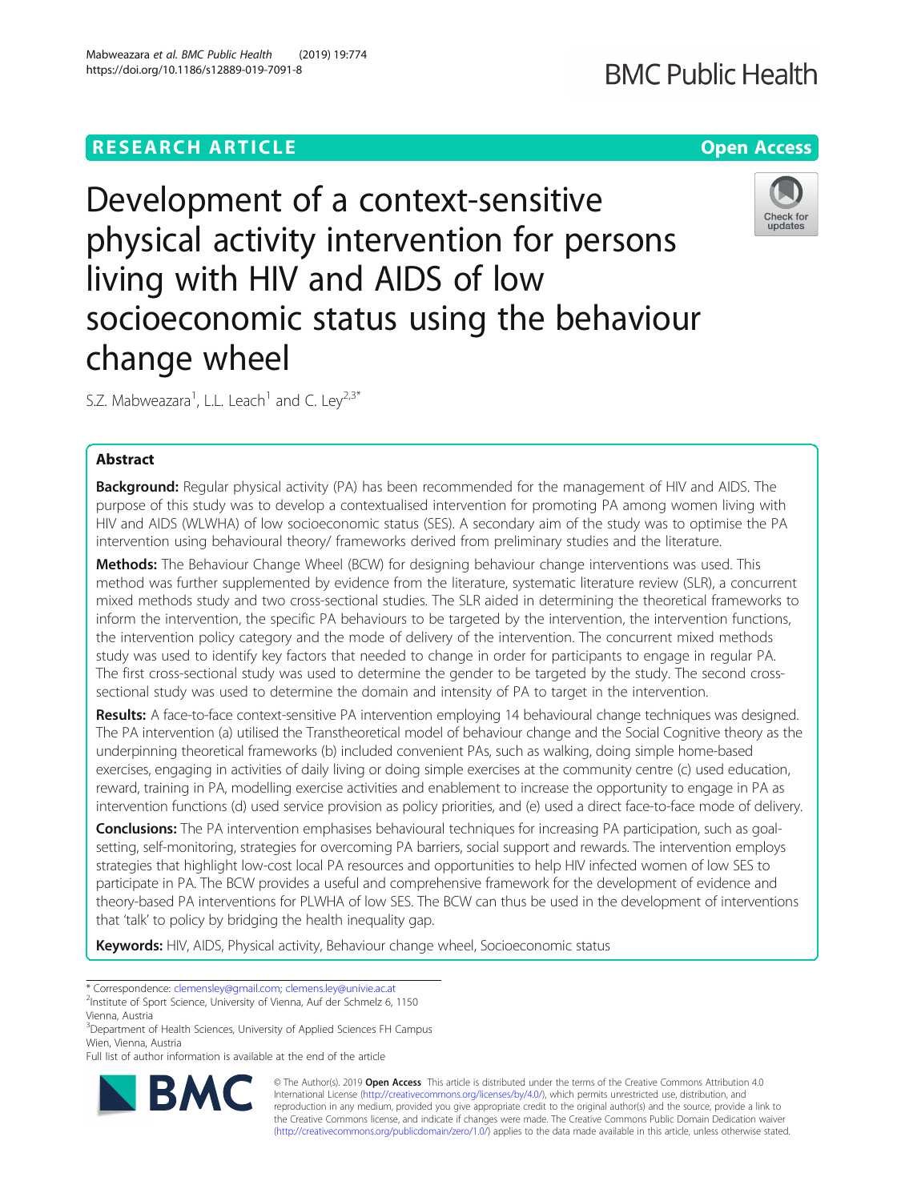**RESEARCH ARTICLE** **Open Access**

# Development of a context-sensitive physical activity intervention for persons living with HIV and AIDS of low socioeconomic status using the behaviour change wheel

S.Z. Mabweazara[1], L.L. Leach[1] and C. Ley[2,3*]

## Abstract

**Background:** Regular physical activity (PA) has been recommended for the management of HIV and AIDS. The purpose of this study was to develop a contextualised intervention for promoting PA among women living with HIV and AIDS (WLWHA) of low socioeconomic status (SES). A secondary aim of the study was to optimise the PA intervention using behavioural theory/ frameworks derived from preliminary studies and the literature.

**Methods:** The Behaviour Change Wheel (BCW) for designing behaviour change interventions was used. This method was further supplemented by evidence from the literature, systematic literature review (SLR), a concurrent mixed methods study and two cross-sectional studies. The SLR aided in determining the theoretical frameworks to inform the intervention, the specific PA behaviours to be targeted by the intervention, the intervention functions, the intervention policy category and the mode of delivery of the intervention. The concurrent mixed methods study was used to identify key factors that needed to change in order for participants to engage in regular PA. The first cross-sectional study was used to determine the gender to be targeted by the study. The second cross-sectional study was used to determine the domain and intensity of PA to target in the intervention.

**Results:** A face-to-face context-sensitive PA intervention employing 14 behavioural change techniques was designed. The PA intervention (a) utilised the Transtheoretical model of behaviour change and the Social Cognitive theory as the underpinning theoretical frameworks (b) included convenient PAs, such as walking, doing simple home-based exercises, engaging in activities of daily living or doing simple exercises at the community centre (c) used education, reward, training in PA, modelling exercise activities and enablement to increase the opportunity to engage in PA as intervention functions (d) used service provision as policy priorities, and (e) used a direct face-to-face mode of delivery.

**Conclusions:** The PA intervention emphasises behavioural techniques for increasing PA participation, such as goal-setting, self-monitoring, strategies for overcoming PA barriers, social support and rewards. The intervention employs strategies that highlight low-cost local PA resources and opportunities to help HIV infected women of low SES to participate in PA. The BCW provides a useful and comprehensive framework for the development of evidence and theory-based PA interventions for PLWHA of low SES. The BCW can thus be used in the development of interventions that 'talk' to policy by bridging the health inequality gap.

**Keywords:** HIV, AIDS, Physical activity, Behaviour change wheel, Socioeconomic status

---

* Correspondence: clemensley@gmail.com; clemens.ley@univie.ac.at
[2]Institute of Sport Science, University of Vienna, Auf der Schmelz 6, 1150 Vienna, Austria
[3]Department of Health Sciences, University of Applied Sciences FH Campus Wien, Vienna, Austria
Full list of author information is available at the end of the article

© The Author(s). 2019 **Open Access** This article is distributed under the terms of the Creative Commons Attribution 4.0 International License (http://creativecommons.org/licenses/by/4.0/), which permits unrestricted use, distribution, and reproduction in any medium, provided you give appropriate credit to the original author(s) and the source, provide a link to the Creative Commons license, and indicate if changes were made. The Creative Commons Public Domain Dedication waiver (http://creativecommons.org/publicdomain/zero/1.0/) applies to the data made available in this article, unless otherwise stated.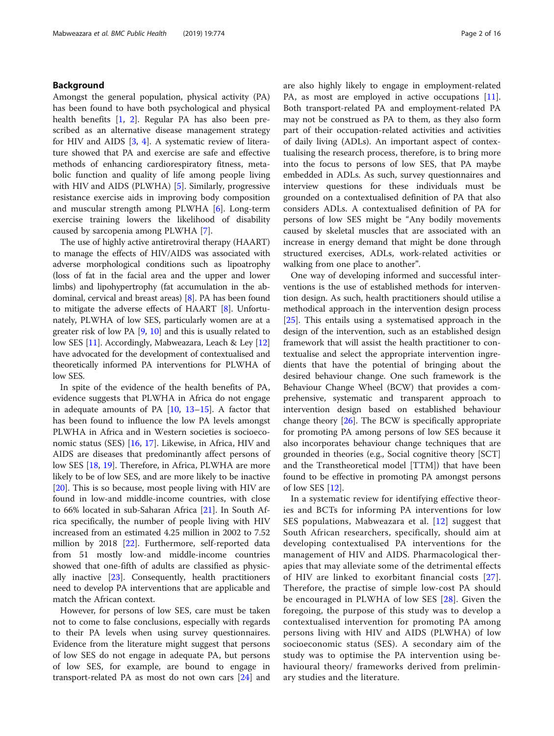## Background

Amongst the general population, physical activity (PA) has been found to have both psychological and physical health benefits [1, 2]. Regular PA has also been prescribed as an alternative disease management strategy for HIV and AIDS [3, 4]. A systematic review of literature showed that PA and exercise are safe and effective methods of enhancing cardiorespiratory fitness, metabolic function and quality of life among people living with HIV and AIDS (PLWHA) [5]. Similarly, progressive resistance exercise aids in improving body composition and muscular strength among PLWHA [6]. Long-term exercise training lowers the likelihood of disability caused by sarcopenia among PLWHA [7].

The use of highly active antiretroviral therapy (HAART) to manage the effects of HIV/AIDS was associated with adverse morphological conditions such as lipoatrophy (loss of fat in the facial area and the upper and lower limbs) and lipohypertrophy (fat accumulation in the abdominal, cervical and breast areas) [8]. PA has been found to mitigate the adverse effects of HAART [8]. Unfortunately, PLWHA of low SES, particularly women are at a greater risk of low PA [9, 10] and this is usually related to low SES [11]. Accordingly, Mabweazara, Leach & Ley [12] have advocated for the development of contextualised and theoretically informed PA interventions for PLWHA of low SES.

In spite of the evidence of the health benefits of PA, evidence suggests that PLWHA in Africa do not engage in adequate amounts of PA [10, 13–15]. A factor that has been found to influence the low PA levels amongst PLWHA in Africa and in Western societies is socioeconomic status (SES) [16, 17]. Likewise, in Africa, HIV and AIDS are diseases that predominantly affect persons of low SES [18, 19]. Therefore, in Africa, PLWHA are more likely to be of low SES, and are more likely to be inactive [20]. This is so because, most people living with HIV are found in low-and middle-income countries, with close to 66% located in sub-Saharan Africa [21]. In South Africa specifically, the number of people living with HIV increased from an estimated 4.25 million in 2002 to 7.52 million by 2018 [22]. Furthermore, self-reported data from 51 mostly low-and middle-income countries showed that one-fifth of adults are classified as physically inactive [23]. Consequently, health practitioners need to develop PA interventions that are applicable and match the African context.

However, for persons of low SES, care must be taken not to come to false conclusions, especially with regards to their PA levels when using survey questionnaires. Evidence from the literature might suggest that persons of low SES do not engage in adequate PA, but persons of low SES, for example, are bound to engage in transport-related PA as most do not own cars [24] and are also highly likely to engage in employment-related PA, as most are employed in active occupations [11]. Both transport-related PA and employment-related PA may not be construed as PA to them, as they also form part of their occupation-related activities and activities of daily living (ADLs). An important aspect of contextualising the research process, therefore, is to bring more into the focus to persons of low SES, that PA maybe embedded in ADLs. As such, survey questionnaires and interview questions for these individuals must be grounded on a contextualised definition of PA that also considers ADLs. A contextualised definition of PA for persons of low SES might be "Any bodily movements caused by skeletal muscles that are associated with an increase in energy demand that might be done through structured exercises, ADLs, work-related activities or walking from one place to another".

One way of developing informed and successful interventions is the use of established methods for intervention design. As such, health practitioners should utilise a methodical approach in the intervention design process [25]. This entails using a systematised approach in the design of the intervention, such as an established design framework that will assist the health practitioner to contextualise and select the appropriate intervention ingredients that have the potential of bringing about the desired behaviour change. One such framework is the Behaviour Change Wheel (BCW) that provides a comprehensive, systematic and transparent approach to intervention design based on established behaviour change theory [26]. The BCW is specifically appropriate for promoting PA among persons of low SES because it also incorporates behaviour change techniques that are grounded in theories (e.g., Social cognitive theory [SCT] and the Transtheoretical model [TTM]) that have been found to be effective in promoting PA amongst persons of low SES [12].

In a systematic review for identifying effective theories and BCTs for informing PA interventions for low SES populations, Mabweazara et al. [12] suggest that South African researchers, specifically, should aim at developing contextualised PA interventions for the management of HIV and AIDS. Pharmacological therapies that may alleviate some of the detrimental effects of HIV are linked to exorbitant financial costs [27]. Therefore, the practise of simple low-cost PA should be encouraged in PLWHA of low SES [28]. Given the foregoing, the purpose of this study was to develop a contextualised intervention for promoting PA among persons living with HIV and AIDS (PLWHA) of low socioeconomic status (SES). A secondary aim of the study was to optimise the PA intervention using behavioural theory/ frameworks derived from preliminary studies and the literature.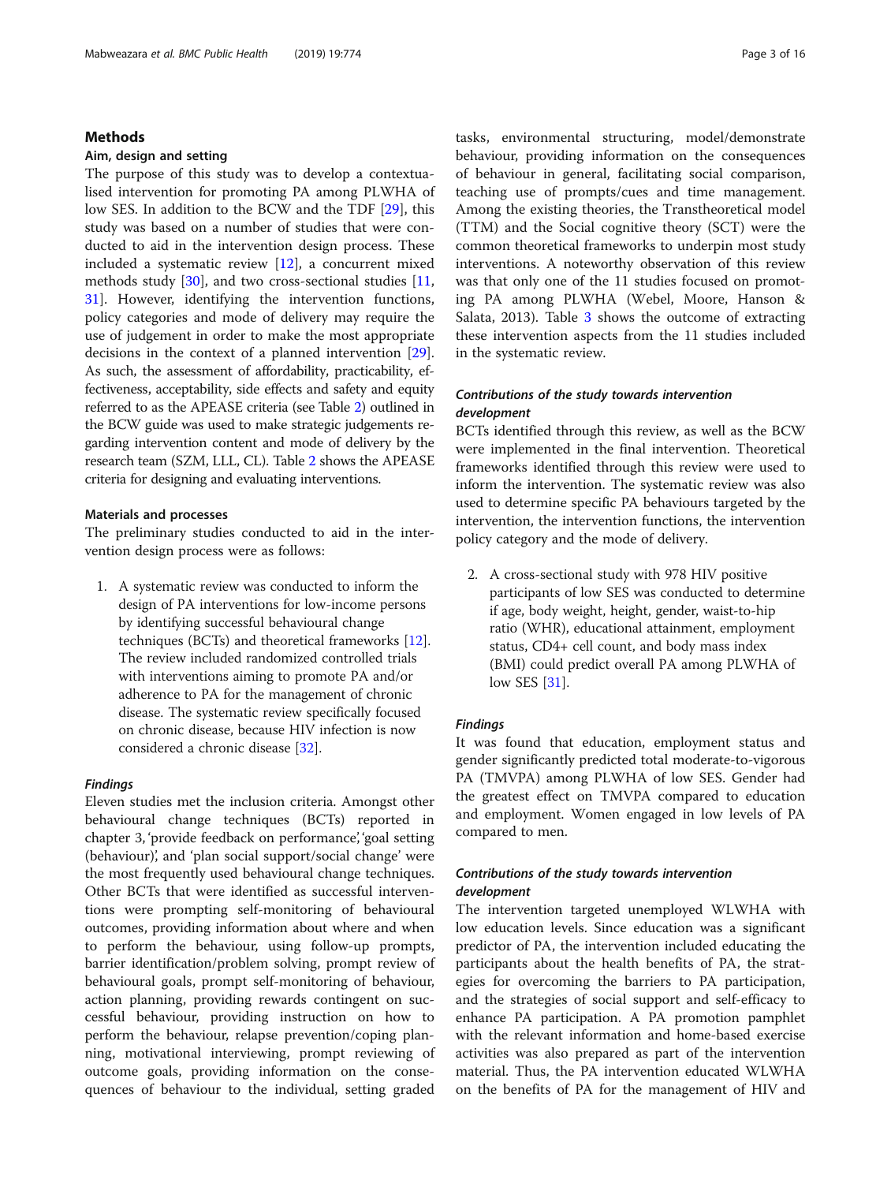## Methods

### Aim, design and setting

The purpose of this study was to develop a contextualised intervention for promoting PA among PLWHA of low SES. In addition to the BCW and the TDF [29], this study was based on a number of studies that were conducted to aid in the intervention design process. These included a systematic review [12], a concurrent mixed methods study [30], and two cross-sectional studies [11, 31]. However, identifying the intervention functions, policy categories and mode of delivery may require the use of judgement in order to make the most appropriate decisions in the context of a planned intervention [29]. As such, the assessment of affordability, practicability, effectiveness, acceptability, side effects and safety and equity referred to as the APEASE criteria (see Table 2) outlined in the BCW guide was used to make strategic judgements regarding intervention content and mode of delivery by the research team (SZM, LLL, CL). Table 2 shows the APEASE criteria for designing and evaluating interventions.

### Materials and processes

The preliminary studies conducted to aid in the intervention design process were as follows:

1. A systematic review was conducted to inform the design of PA interventions for low-income persons by identifying successful behavioural change techniques (BCTs) and theoretical frameworks [12]. The review included randomized controlled trials with interventions aiming to promote PA and/or adherence to PA for the management of chronic disease. The systematic review specifically focused on chronic disease, because HIV infection is now considered a chronic disease [32].

#### *Findings*

Eleven studies met the inclusion criteria. Amongst other behavioural change techniques (BCTs) reported in chapter 3, 'provide feedback on performance', 'goal setting (behaviour)', and 'plan social support/social change' were the most frequently used behavioural change techniques. Other BCTs that were identified as successful interventions were prompting self-monitoring of behavioural outcomes, providing information about where and when to perform the behaviour, using follow-up prompts, barrier identification/problem solving, prompt review of behavioural goals, prompt self-monitoring of behaviour, action planning, providing rewards contingent on successful behaviour, providing instruction on how to perform the behaviour, relapse prevention/coping planning, motivational interviewing, prompt reviewing of outcome goals, providing information on the consequences of behaviour to the individual, setting graded tasks, environmental structuring, model/demonstrate behaviour, providing information on the consequences of behaviour in general, facilitating social comparison, teaching use of prompts/cues and time management. Among the existing theories, the Transtheoretical model (TTM) and the Social cognitive theory (SCT) were the common theoretical frameworks to underpin most study interventions. A noteworthy observation of this review was that only one of the 11 studies focused on promoting PA among PLWHA (Webel, Moore, Hanson & Salata, 2013). Table 3 shows the outcome of extracting these intervention aspects from the 11 studies included in the systematic review.

#### *Contributions of the study towards intervention development*

BCTs identified through this review, as well as the BCW were implemented in the final intervention. Theoretical frameworks identified through this review were used to inform the intervention. The systematic review was also used to determine specific PA behaviours targeted by the intervention, the intervention functions, the intervention policy category and the mode of delivery.

2. A cross-sectional study with 978 HIV positive participants of low SES was conducted to determine if age, body weight, height, gender, waist-to-hip ratio (WHR), educational attainment, employment status, CD4+ cell count, and body mass index (BMI) could predict overall PA among PLWHA of low SES [31].

#### *Findings*

It was found that education, employment status and gender significantly predicted total moderate-to-vigorous PA (TMVPA) among PLWHA of low SES. Gender had the greatest effect on TMVPA compared to education and employment. Women engaged in low levels of PA compared to men.

#### *Contributions of the study towards intervention development*

The intervention targeted unemployed WLWHA with low education levels. Since education was a significant predictor of PA, the intervention included educating the participants about the health benefits of PA, the strategies for overcoming the barriers to PA participation, and the strategies of social support and self-efficacy to enhance PA participation. A PA promotion pamphlet with the relevant information and home-based exercise activities was also prepared as part of the intervention material. Thus, the PA intervention educated WLWHA on the benefits of PA for the management of HIV and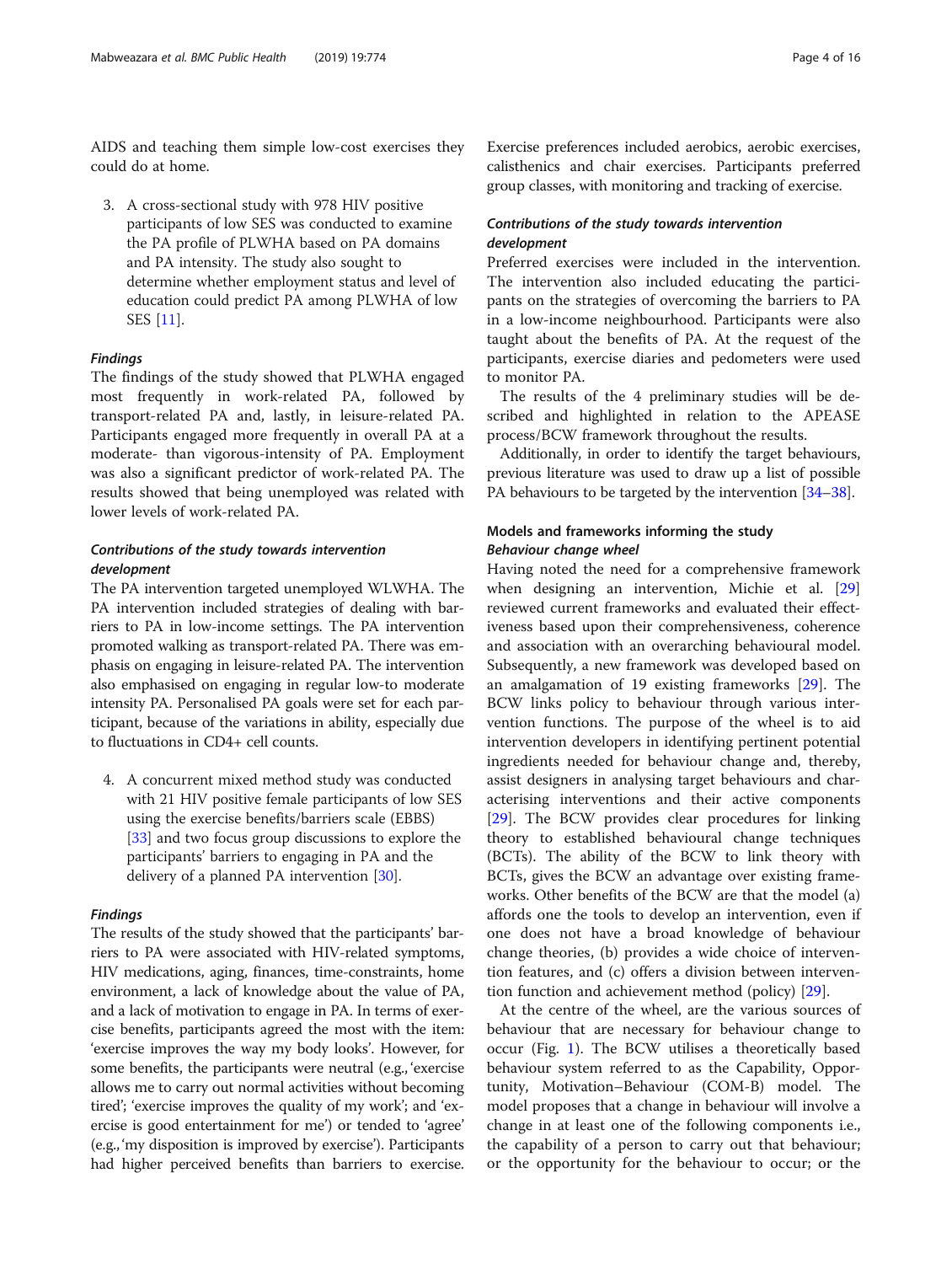AIDS and teaching them simple low-cost exercises they could do at home.

3. A cross-sectional study with 978 HIV positive participants of low SES was conducted to examine the PA profile of PLWHA based on PA domains and PA intensity. The study also sought to determine whether employment status and level of education could predict PA among PLWHA of low SES [11].

#### Findings

The findings of the study showed that PLWHA engaged most frequently in work-related PA, followed by transport-related PA and, lastly, in leisure-related PA. Participants engaged more frequently in overall PA at a moderate- than vigorous-intensity of PA. Employment was also a significant predictor of work-related PA. The results showed that being unemployed was related with lower levels of work-related PA.

#### Contributions of the study towards intervention development

The PA intervention targeted unemployed WLWHA. The PA intervention included strategies of dealing with barriers to PA in low-income settings. The PA intervention promoted walking as transport-related PA. There was emphasis on engaging in leisure-related PA. The intervention also emphasised on engaging in regular low-to moderate intensity PA. Personalised PA goals were set for each participant, because of the variations in ability, especially due to fluctuations in CD4+ cell counts.

4. A concurrent mixed method study was conducted with 21 HIV positive female participants of low SES using the exercise benefits/barriers scale (EBBS) [33] and two focus group discussions to explore the participants' barriers to engaging in PA and the delivery of a planned PA intervention [30].

#### Findings

The results of the study showed that the participants' barriers to PA were associated with HIV-related symptoms, HIV medications, aging, finances, time-constraints, home environment, a lack of knowledge about the value of PA, and a lack of motivation to engage in PA. In terms of exercise benefits, participants agreed the most with the item: 'exercise improves the way my body looks'. However, for some benefits, the participants were neutral (e.g., 'exercise allows me to carry out normal activities without becoming tired'; 'exercise improves the quality of my work'; and 'exercise is good entertainment for me') or tended to 'agree' (e.g., 'my disposition is improved by exercise'). Participants had higher perceived benefits than barriers to exercise. Exercise preferences included aerobics, aerobic exercises, calisthenics and chair exercises. Participants preferred group classes, with monitoring and tracking of exercise.

#### Contributions of the study towards intervention development

Preferred exercises were included in the intervention. The intervention also included educating the participants on the strategies of overcoming the barriers to PA in a low-income neighbourhood. Participants were also taught about the benefits of PA. At the request of the participants, exercise diaries and pedometers were used to monitor PA.

The results of the 4 preliminary studies will be described and highlighted in relation to the APEASE process/BCW framework throughout the results.

Additionally, in order to identify the target behaviours, previous literature was used to draw up a list of possible PA behaviours to be targeted by the intervention [34–38].

## Models and frameworks informing the study

### Behaviour change wheel

Having noted the need for a comprehensive framework when designing an intervention, Michie et al. [29] reviewed current frameworks and evaluated their effectiveness based upon their comprehensiveness, coherence and association with an overarching behavioural model. Subsequently, a new framework was developed based on an amalgamation of 19 existing frameworks [29]. The BCW links policy to behaviour through various intervention functions. The purpose of the wheel is to aid intervention developers in identifying pertinent potential ingredients needed for behaviour change and, thereby, assist designers in analysing target behaviours and characterising interventions and their active components [29]. The BCW provides clear procedures for linking theory to established behavioural change techniques (BCTs). The ability of the BCW to link theory with BCTs, gives the BCW an advantage over existing frameworks. Other benefits of the BCW are that the model (a) affords one the tools to develop an intervention, even if one does not have a broad knowledge of behaviour change theories, (b) provides a wide choice of intervention features, and (c) offers a division between intervention function and achievement method (policy) [29].

At the centre of the wheel, are the various sources of behaviour that are necessary for behaviour change to occur (Fig. 1). The BCW utilises a theoretically based behaviour system referred to as the Capability, Opportunity, Motivation–Behaviour (COM-B) model. The model proposes that a change in behaviour will involve a change in at least one of the following components i.e., the capability of a person to carry out that behaviour; or the opportunity for the behaviour to occur; or the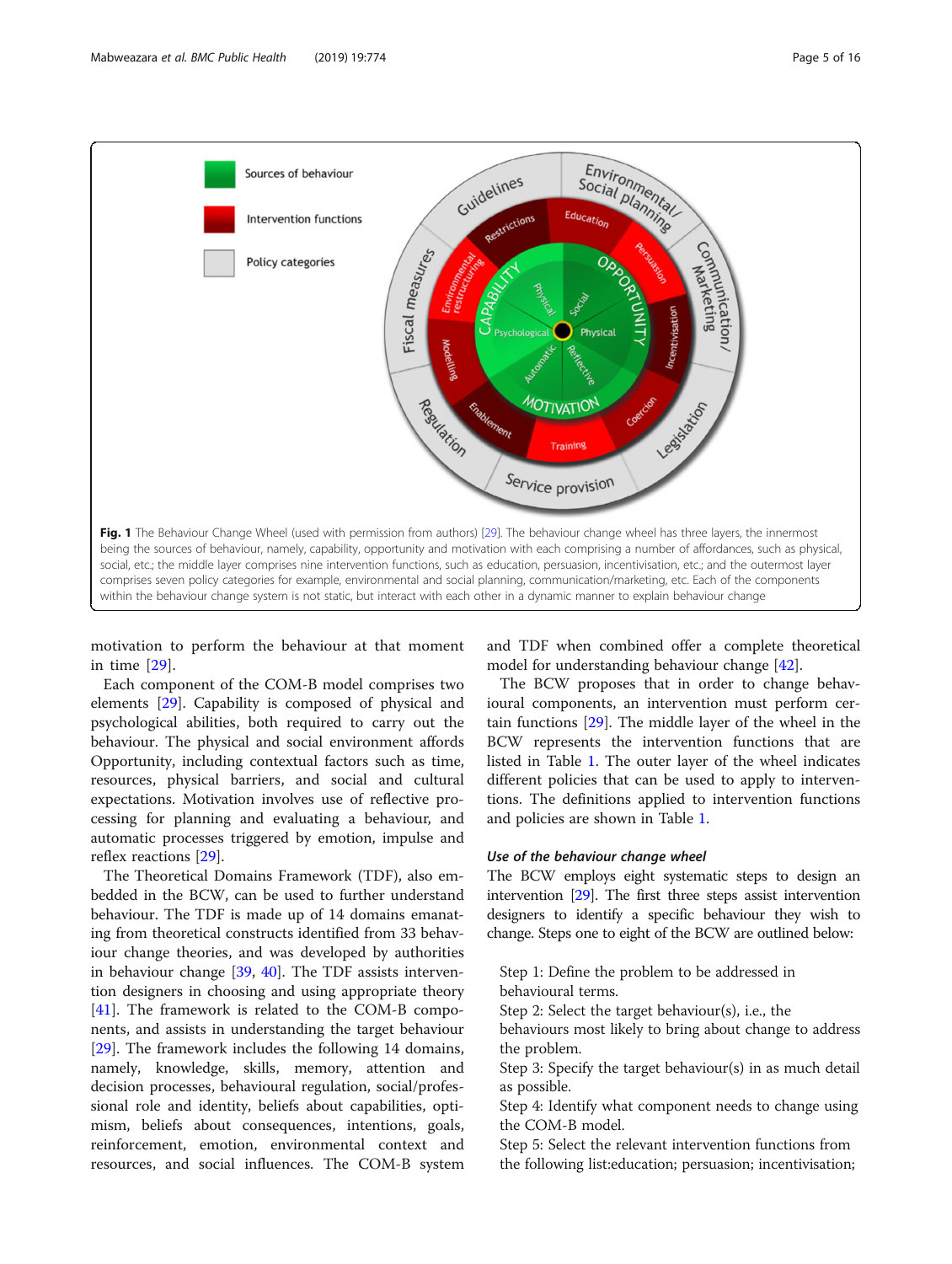Sources of behaviour

Intervention functions

Policy categories

Guidelines

Environmental/ Social planning

Communication/ Marketing

Legislation

Service provision

Regulation

Fiscal measures

Restrictions

Education

Persuasion

Incentivisation

Coercion

Training

Enablement

Modelling

Environmental restructuring

CAPABILITY

OPPORTUNITY

MOTIVATION

Physical

Social

Psychological

Physical

Automatic

Reflective

**Fig. 1** The Behaviour Change Wheel (used with permission from authors) [29]. The behaviour change wheel has three layers, the innermost being the sources of behaviour, namely, capability, opportunity and motivation with each comprising a number of affordances, such as physical, social, etc.; the middle layer comprises nine intervention functions, such as education, persuasion, incentivisation, etc.; and the outermost layer comprises seven policy categories for example, environmental and social planning, communication/marketing, etc. Each of the components within the behaviour change system is not static, but interact with each other in a dynamic manner to explain behaviour change

motivation to perform the behaviour at that moment in time [29].

Each component of the COM-B model comprises two elements [29]. Capability is composed of physical and psychological abilities, both required to carry out the behaviour. The physical and social environment affords Opportunity, including contextual factors such as time, resources, physical barriers, and social and cultural expectations. Motivation involves use of reflective processing for planning and evaluating a behaviour, and automatic processes triggered by emotion, impulse and reflex reactions [29].

The Theoretical Domains Framework (TDF), also embedded in the BCW, can be used to further understand behaviour. The TDF is made up of 14 domains emanating from theoretical constructs identified from 33 behaviour change theories, and was developed by authorities in behaviour change [39, 40]. The TDF assists intervention designers in choosing and using appropriate theory [41]. The framework is related to the COM-B components, and assists in understanding the target behaviour [29]. The framework includes the following 14 domains, namely, knowledge, skills, memory, attention and decision processes, behavioural regulation, social/professional role and identity, beliefs about capabilities, optimism, beliefs about consequences, intentions, goals, reinforcement, emotion, environmental context and resources, and social influences. The COM-B system and TDF when combined offer a complete theoretical model for understanding behaviour change [42].

The BCW proposes that in order to change behavioural components, an intervention must perform certain functions [29]. The middle layer of the wheel in the BCW represents the intervention functions that are listed in Table 1. The outer layer of the wheel indicates different policies that can be used to apply to interventions. The definitions applied to intervention functions and policies are shown in Table 1.

### *Use of the behaviour change wheel*

The BCW employs eight systematic steps to design an intervention [29]. The first three steps assist intervention designers to identify a specific behaviour they wish to change. Steps one to eight of the BCW are outlined below:

Step 1: Define the problem to be addressed in behavioural terms.
Step 2: Select the target behaviour(s), i.e., the behaviours most likely to bring about change to address the problem.
Step 3: Specify the target behaviour(s) in as much detail as possible.
Step 4: Identify what component needs to change using the COM-B model.
Step 5: Select the relevant intervention functions from the following list:education; persuasion; incentivisation;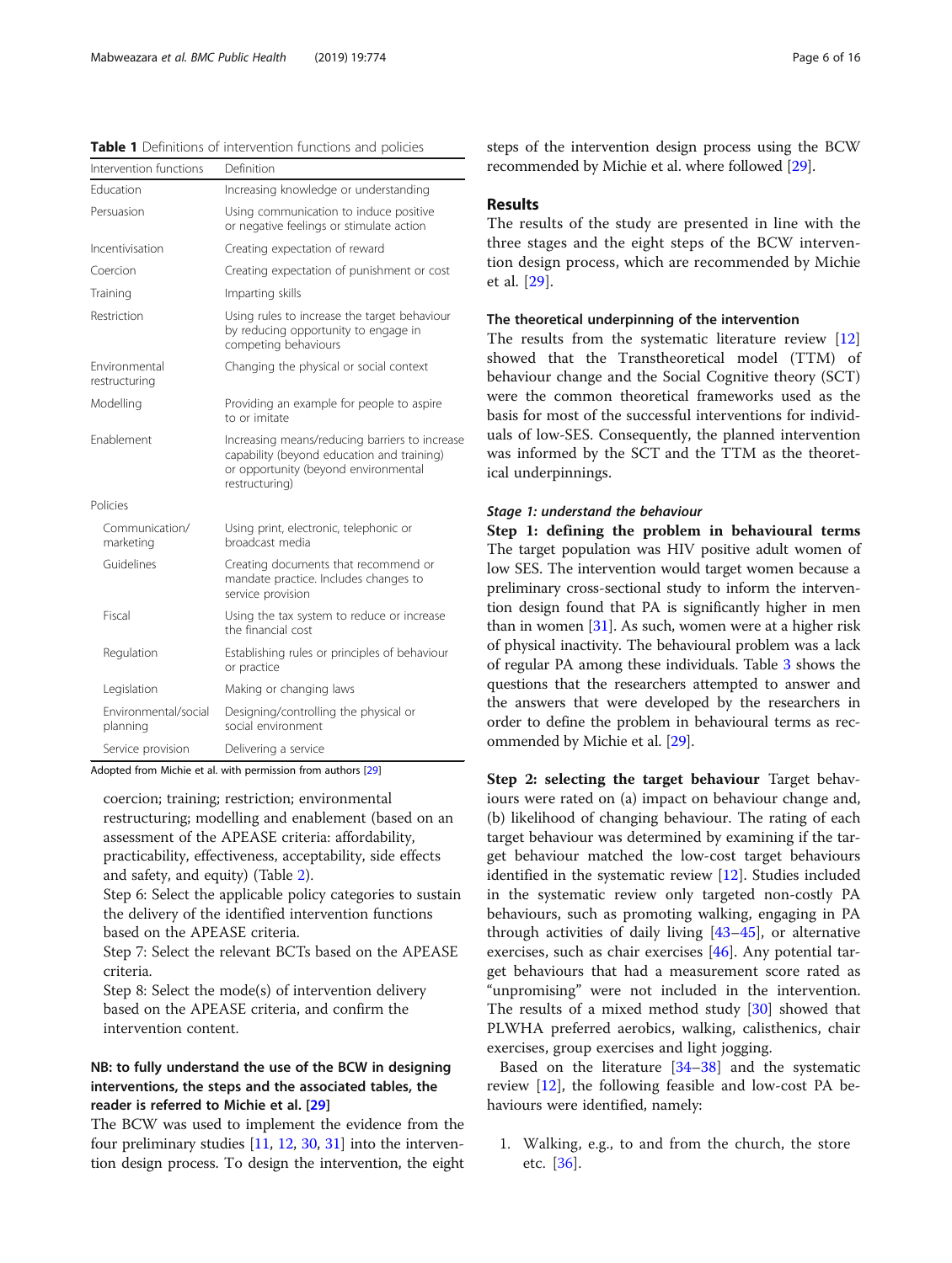**Table 1** Definitions of intervention functions and policies

| Intervention functions | Definition |
|---|---|
| Education | Increasing knowledge or understanding |
| Persuasion | Using communication to induce positive or negative feelings or stimulate action |
| Incentivisation | Creating expectation of reward |
| Coercion | Creating expectation of punishment or cost |
| Training | Imparting skills |
| Restriction | Using rules to increase the target behaviour by reducing opportunity to engage in competing behaviours |
| Environmental restructuring | Changing the physical or social context |
| Modelling | Providing an example for people to aspire to or imitate |
| Enablement | Increasing means/reducing barriers to increase capability (beyond education and training) or opportunity (beyond environmental restructuring) |
| Policies | |
| Communication/marketing | Using print, electronic, telephonic or broadcast media |
| Guidelines | Creating documents that recommend or mandate practice. Includes changes to service provision |
| Fiscal | Using the tax system to reduce or increase the financial cost |
| Regulation | Establishing rules or principles of behaviour or practice |
| Legislation | Making or changing laws |
| Environmental/social planning | Designing/controlling the physical or social environment |
| Service provision | Delivering a service |

Adopted from Michie et al. with permission from authors [29]

coercion; training; restriction; environmental restructuring; modelling and enablement (based on an assessment of the APEASE criteria: affordability, practicability, effectiveness, acceptability, side effects and safety, and equity) (Table 2).

Step 6: Select the applicable policy categories to sustain the delivery of the identified intervention functions based on the APEASE criteria.

Step 7: Select the relevant BCTs based on the APEASE criteria.

Step 8: Select the mode(s) of intervention delivery based on the APEASE criteria, and confirm the intervention content.

### NB: to fully understand the use of the BCW in designing interventions, the steps and the associated tables, the reader is referred to Michie et al. [29]

The BCW was used to implement the evidence from the four preliminary studies [11, 12, 30, 31] into the intervention design process. To design the intervention, the eight steps of the intervention design process using the BCW recommended by Michie et al. where followed [29].

## Results

The results of the study are presented in line with the three stages and the eight steps of the BCW intervention design process, which are recommended by Michie et al. [29].

### The theoretical underpinning of the intervention

The results from the systematic literature review [12] showed that the Transtheoretical model (TTM) of behaviour change and the Social Cognitive theory (SCT) were the common theoretical frameworks used as the basis for most of the successful interventions for individuals of low-SES. Consequently, the planned intervention was informed by the SCT and the TTM as the theoretical underpinnings.

#### *Stage 1: understand the behaviour*

**Step 1: defining the problem in behavioural terms** The target population was HIV positive adult women of low SES. The intervention would target women because a preliminary cross-sectional study to inform the intervention design found that PA is significantly higher in men than in women [31]. As such, women were at a higher risk of physical inactivity. The behavioural problem was a lack of regular PA among these individuals. Table 3 shows the questions that the researchers attempted to answer and the answers that were developed by the researchers in order to define the problem in behavioural terms as recommended by Michie et al. [29].

**Step 2: selecting the target behaviour** Target behaviours were rated on (a) impact on behaviour change and, (b) likelihood of changing behaviour. The rating of each target behaviour was determined by examining if the target behaviour matched the low-cost target behaviours identified in the systematic review [12]. Studies included in the systematic review only targeted non-costly PA behaviours, such as promoting walking, engaging in PA through activities of daily living [43–45], or alternative exercises, such as chair exercises [46]. Any potential target behaviours that had a measurement score rated as "unpromising" were not included in the intervention. The results of a mixed method study [30] showed that PLWHA preferred aerobics, walking, calisthenics, chair exercises, group exercises and light jogging.

Based on the literature [34–38] and the systematic review [12], the following feasible and low-cost PA behaviours were identified, namely:

1. Walking, e.g., to and from the church, the store etc. [36].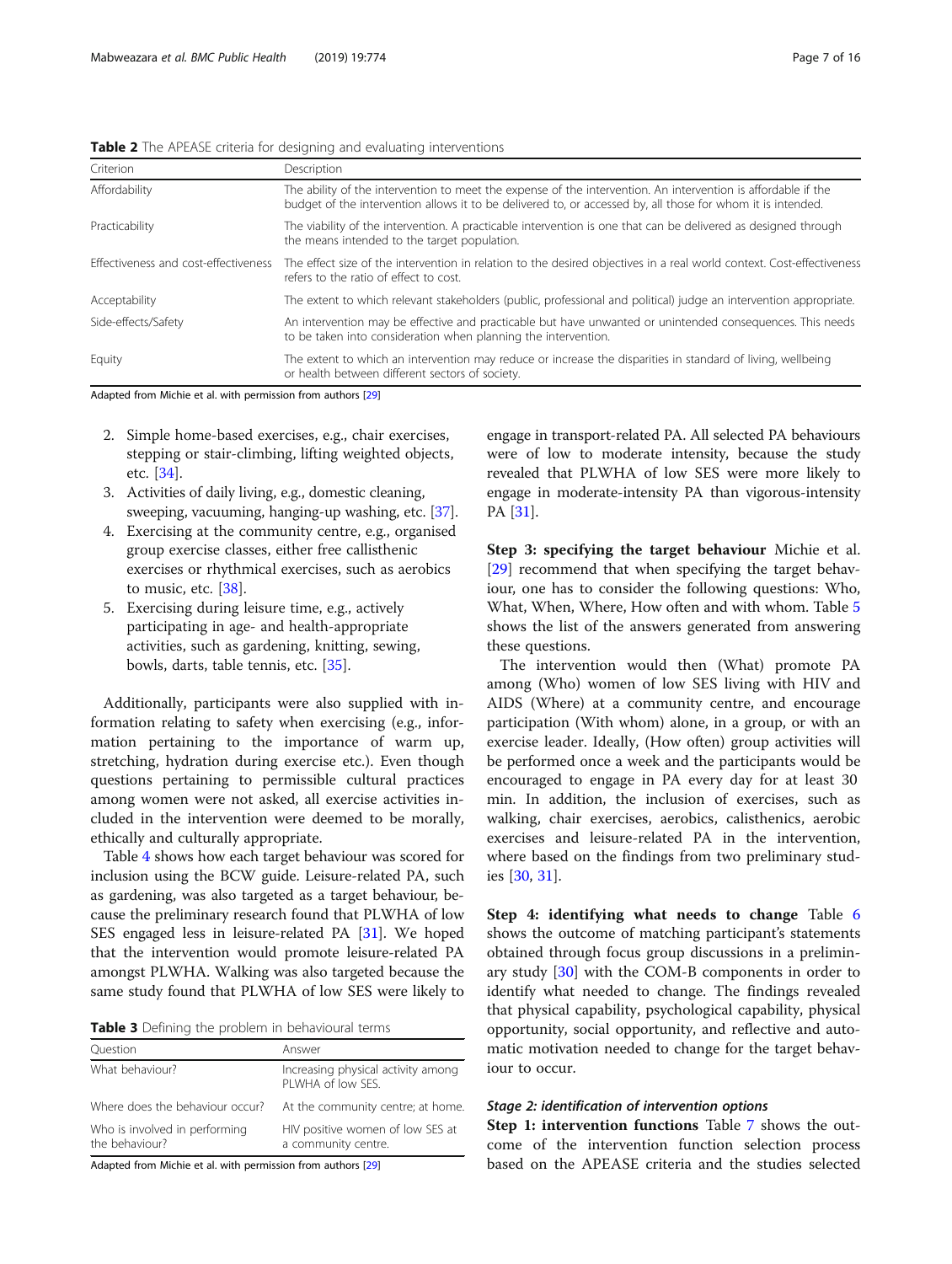**Table 2** The APEASE criteria for designing and evaluating interventions

| Criterion | Description |
| --- | --- |
| Affordability | The ability of the intervention to meet the expense of the intervention. An intervention is affordable if the budget of the intervention allows it to be delivered to, or accessed by, all those for whom it is intended. |
| Practicability | The viability of the intervention. A practicable intervention is one that can be delivered as designed through the means intended to the target population. |
| Effectiveness and cost-effectiveness | The effect size of the intervention in relation to the desired objectives in a real world context. Cost-effectiveness refers to the ratio of effect to cost. |
| Acceptability | The extent to which relevant stakeholders (public, professional and political) judge an intervention appropriate. |
| Side-effects/Safety | An intervention may be effective and practicable but have unwanted or unintended consequences. This needs to be taken into consideration when planning the intervention. |
| Equity | The extent to which an intervention may reduce or increase the disparities in standard of living, wellbeing or health between different sectors of society. |

Adapted from Michie et al. with permission from authors [29]

2. Simple home-based exercises, e.g., chair exercises, stepping or stair-climbing, lifting weighted objects, etc. [34].
3. Activities of daily living, e.g., domestic cleaning, sweeping, vacuuming, hanging-up washing, etc. [37].
4. Exercising at the community centre, e.g., organised group exercise classes, either free callisthenic exercises or rhythmical exercises, such as aerobics to music, etc. [38].
5. Exercising during leisure time, e.g., actively participating in age- and health-appropriate activities, such as gardening, knitting, sewing, bowls, darts, table tennis, etc. [35].

Additionally, participants were also supplied with information relating to safety when exercising (e.g., information pertaining to the importance of warm up, stretching, hydration during exercise etc.). Even though questions pertaining to permissible cultural practices among women were not asked, all exercise activities included in the intervention were deemed to be morally, ethically and culturally appropriate.

Table 4 shows how each target behaviour was scored for inclusion using the BCW guide. Leisure-related PA, such as gardening, was also targeted as a target behaviour, because the preliminary research found that PLWHA of low SES engaged less in leisure-related PA [31]. We hoped that the intervention would promote leisure-related PA amongst PLWHA. Walking was also targeted because the same study found that PLWHA of low SES were likely to engage in transport-related PA. All selected PA behaviours were of low to moderate intensity, because the study revealed that PLWHA of low SES were more likely to engage in moderate-intensity PA than vigorous-intensity PA [31].

**Table 3** Defining the problem in behavioural terms

| Question | Answer |
| --- | --- |
| What behaviour? | Increasing physical activity among PLWHA of low SES. |
| Where does the behaviour occur? | At the community centre; at home. |
| Who is involved in performing the behaviour? | HIV positive women of low SES at a community centre. |

Adapted from Michie et al. with permission from authors [29]

**Step 3: specifying the target behaviour** Michie et al. [29] recommend that when specifying the target behaviour, one has to consider the following questions: Who, What, When, Where, How often and with whom. Table 5 shows the list of the answers generated from answering these questions.

The intervention would then (What) promote PA among (Who) women of low SES living with HIV and AIDS (Where) at a community centre, and encourage participation (With whom) alone, in a group, or with an exercise leader. Ideally, (How often) group activities will be performed once a week and the participants would be encouraged to engage in PA every day for at least 30 min. In addition, the inclusion of exercises, such as walking, chair exercises, aerobics, calisthenics, aerobic exercises and leisure-related PA in the intervention, where based on the findings from two preliminary studies [30, 31].

**Step 4: identifying what needs to change** Table 6 shows the outcome of matching participant's statements obtained through focus group discussions in a preliminary study [30] with the COM-B components in order to identify what needed to change. The findings revealed that physical capability, psychological capability, physical opportunity, social opportunity, and reflective and automatic motivation needed to change for the target behaviour to occur.

### *Stage 2: identification of intervention options*

**Step 1: intervention functions** Table 7 shows the outcome of the intervention function selection process based on the APEASE criteria and the studies selected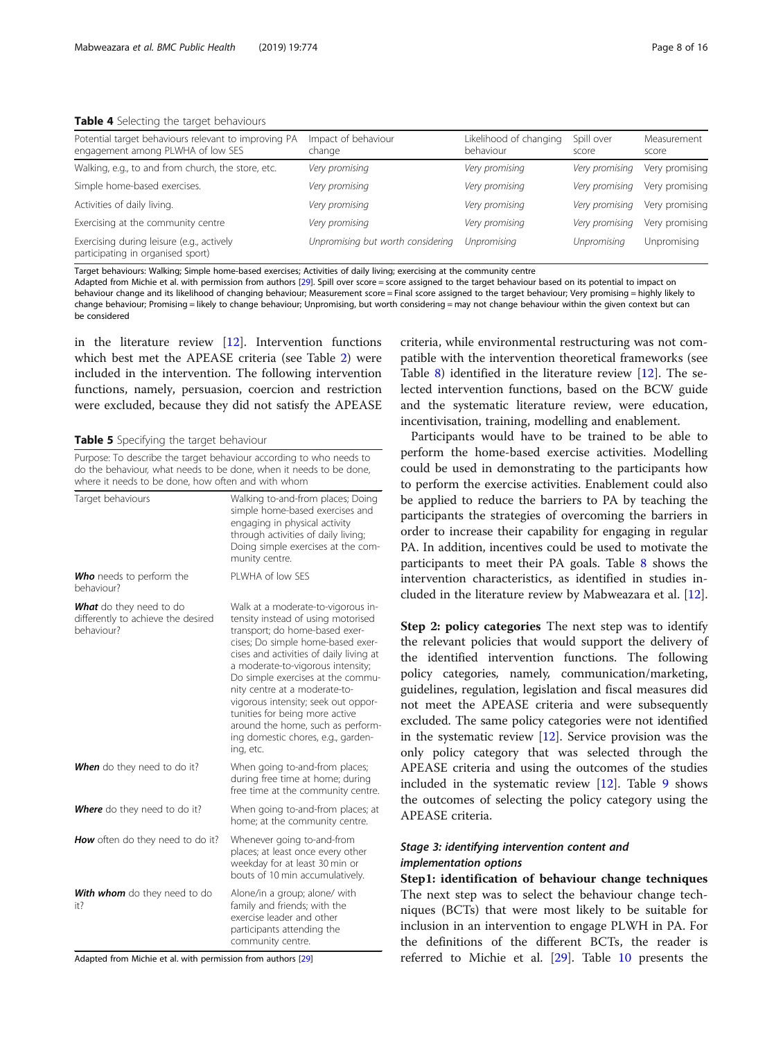**Table 4** Selecting the target behaviours

| Potential target behaviours relevant to improving PA engagement among PLWHA of low SES | Impact of behaviour change | Likelihood of changing behaviour | Spill over score | Measurement score |
|---|---|---|---|---|
| Walking, e.g., to and from church, the store, etc. | *Very promising* | *Very promising* | *Very promising* | Very promising |
| Simple home-based exercises. | *Very promising* | *Very promising* | *Very promising* | Very promising |
| Activities of daily living. | *Very promising* | *Very promising* | *Very promising* | Very promising |
| Exercising at the community centre | *Very promising* | *Very promising* | *Very promising* | Very promising |
| Exercising during leisure (e.g., actively participating in organised sport) | *Unpromising but worth considering* | *Unpromising* | *Unpromising* | Unpromising |

Target behaviours: Walking; Simple home-based exercises; Activities of daily living; exercising at the community centre
Adapted from Michie et al. with permission from authors [29]. Spill over score = score assigned to the target behaviour based on its potential to impact on behaviour change and its likelihood of changing behaviour; Measurement score = Final score assigned to the target behaviour; Very promising = highly likely to change behaviour; Promising = likely to change behaviour; Unpromising, but worth considering = may not change behaviour within the given context but can be considered

in the literature review [12]. Intervention functions which best met the APEASE criteria (see Table 2) were included in the intervention. The following intervention functions, namely, persuasion, coercion and restriction were excluded, because they did not satisfy the APEASE criteria, while environmental restructuring was not compatible with the intervention theoretical frameworks (see Table 8) identified in the literature review [12]. The selected intervention functions, based on the BCW guide and the systematic literature review, were education, incentivisation, training, modelling and enablement.

**Table 5** Specifying the target behaviour

| Purpose: To describe the target behaviour according to who needs to do the behaviour, what needs to be done, when it needs to be done, where it needs to be done, how often and with whom | |
|---|---|
| Target behaviours | Walking to-and-from places; Doing simple home-based exercises and engaging in physical activity through activities of daily living; Doing simple exercises at the community centre. |
| ***Who*** needs to perform the behaviour? | PLWHA of low SES |
| ***What*** do they need to do differently to achieve the desired behaviour? | Walk at a moderate-to-vigorous intensity instead of using motorised transport; do home-based exercises; Do simple home-based exercises and activities of daily living at a moderate-to-vigorous intensity; Do simple exercises at the community centre at a moderate-to-vigorous intensity; seek out opportunities for being more active around the home, such as performing domestic chores, e.g., gardening, etc. |
| ***When*** do they need to do it? | When going to-and-from places; during free time at home; during free time at the community centre. |
| ***Where*** do they need to do it? | When going to-and-from places; at home; at the community centre. |
| ***How*** often do they need to do it? | Whenever going to-and-from places; at least once every other weekday for at least 30 min or bouts of 10 min accumulatively. |
| ***With whom*** do they need to do it? | Alone/in a group; alone/ with family and friends; with the exercise leader and other participants attending the community centre. |

Adapted from Michie et al. with permission from authors [29]

Participants would have to be trained to be able to perform the home-based exercise activities. Modelling could be used in demonstrating to the participants how to perform the exercise activities. Enablement could also be applied to reduce the barriers to PA by teaching the participants the strategies of overcoming the barriers in order to increase their capability for engaging in regular PA. In addition, incentives could be used to motivate the participants to meet their PA goals. Table 8 shows the intervention characteristics, as identified in studies included in the literature review by Mabweazara et al. [12].

**Step 2: policy categories** The next step was to identify the relevant policies that would support the delivery of the identified intervention functions. The following policy categories, namely, communication/marketing, guidelines, regulation, legislation and fiscal measures did not meet the APEASE criteria and were subsequently excluded. The same policy categories were not identified in the systematic review [12]. Service provision was the only policy category that was selected through the APEASE criteria and using the outcomes of the studies included in the systematic review [12]. Table 9 shows the outcomes of selecting the policy category using the APEASE criteria.

### *Stage 3: identifying intervention content and implementation options*

**Step1: identification of behaviour change techniques** The next step was to select the behaviour change techniques (BCTs) that were most likely to be suitable for inclusion in an intervention to engage PLWH in PA. For the definitions of the different BCTs, the reader is referred to Michie et al. [29]. Table 10 presents the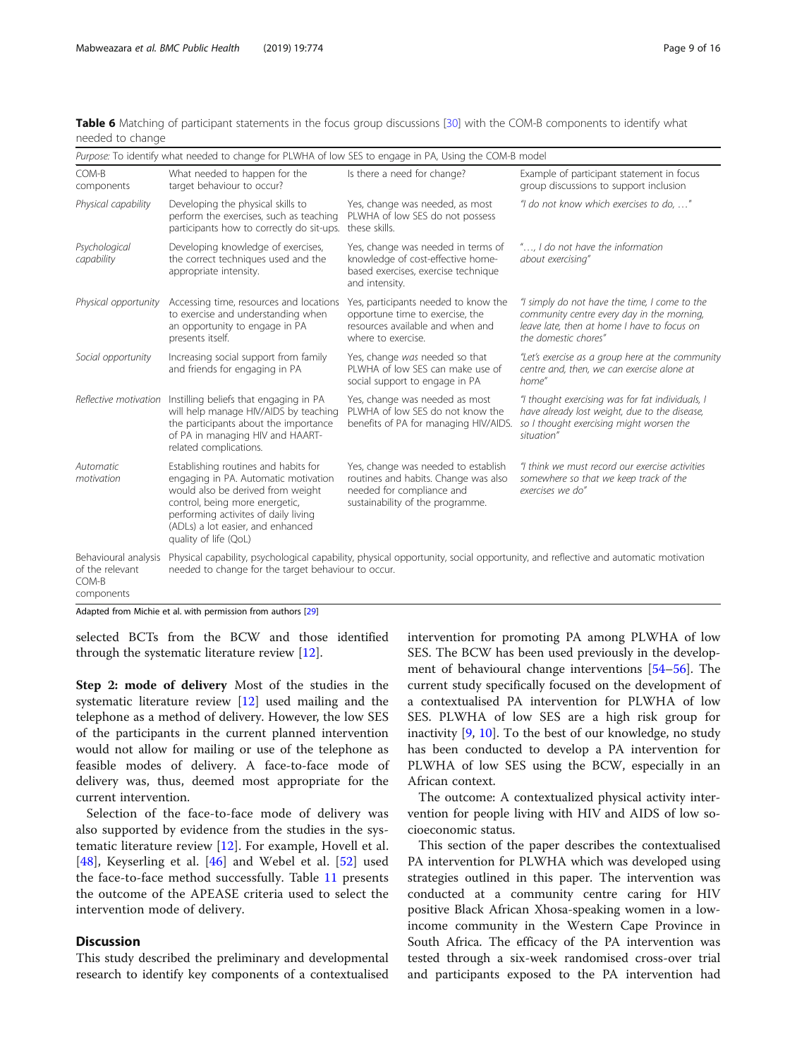**Table 6** Matching of participant statements in the focus group discussions [30] with the COM-B components to identify what needed to change

| *Purpose:* To identify what needed to change for PLWHA of low SES to engage in PA, Using the COM-B model | | | |
|---|---|---|---|
| COM-B components | What needed to happen for the target behaviour to occur? | Is there a need for change? | Example of participant statement in focus group discussions to support inclusion |
| *Physical capability* | Developing the physical skills to perform the exercises, such as teaching participants how to correctly do sit-ups. | Yes, change was needed, as most PLWHA of low SES do not possess these skills. | *"I do not know which exercises to do, …"* |
| *Psychological capability* | Developing knowledge of exercises, the correct techniques used and the appropriate intensity. | Yes, change was needed in terms of knowledge of cost-effective home-based exercises, exercise technique and intensity. | *"…, I do not have the information about exercising"* |
| *Physical opportunity* | Accessing time, resources and locations to exercise and understanding when an opportunity to engage in PA presents itself. | Yes, participants needed to know the opportune time to exercise, the resources available and when and where to exercise. | *"I simply do not have the time, I come to the community centre every day in the morning, leave late, then at home I have to focus on the domestic chores"* |
| *Social opportunity* | Increasing social support from family and friends for engaging in PA | Yes, change *was* needed so that PLWHA of low SES can make use of social support to engage in PA | *"Let's exercise as a group here at the community centre and, then, we can exercise alone at home"* |
| *Reflective motivation* | Instilling beliefs that engaging in PA will help manage HIV/AIDS by teaching the participants about the importance of PA in managing HIV and HAART-related complications. | Yes, change was needed as most PLWHA of low SES do not know the benefits of PA for managing HIV/AIDS. | *"I thought exercising was for fat individuals, I have already lost weight, due to the disease, so I thought exercising might worsen the situation"* |
| *Automatic motivation* | Establishing routines and habits for engaging in PA. Automatic motivation would also be derived from weight control, being more energetic, performing activites of daily living (ADLs) a lot easier, and enhanced quality of life (QoL) | Yes, change was needed to establish routines and habits. Change was also needed for compliance and sustainability of the programme. | *"I think we must record our exercise activities somewhere so that we keep track of the exercises we do"* |
| Behavioural analysis of the relevant COM-B components | Physical capability, psychological capability, physical opportunity, social opportunity, and reflective and automatic motivation needed to change for the target behaviour to occur. | | |

Adapted from Michie et al. with permission from authors [29]

selected BCTs from the BCW and those identified through the systematic literature review [12].

**Step 2: mode of delivery** Most of the studies in the systematic literature review [12] used mailing and the telephone as a method of delivery. However, the low SES of the participants in the current planned intervention would not allow for mailing or use of the telephone as feasible modes of delivery. A face-to-face mode of delivery was, thus, deemed most appropriate for the current intervention.

Selection of the face-to-face mode of delivery was also supported by evidence from the studies in the systematic literature review [12]. For example, Hovell et al. [48], Keyserling et al. [46] and Webel et al. [52] used the face-to-face method successfully. Table 11 presents the outcome of the APEASE criteria used to select the intervention mode of delivery.

## Discussion

This study described the preliminary and developmental research to identify key components of a contextualised intervention for promoting PA among PLWHA of low SES. The BCW has been used previously in the development of behavioural change interventions [54–56]. The current study specifically focused on the development of a contextualised PA intervention for PLWHA of low SES. PLWHA of low SES are a high risk group for inactivity [9, 10]. To the best of our knowledge, no study has been conducted to develop a PA intervention for PLWHA of low SES using the BCW, especially in an African context.

The outcome: A contextualized physical activity intervention for people living with HIV and AIDS of low socioeconomic status.

This section of the paper describes the contextualised PA intervention for PLWHA which was developed using strategies outlined in this paper. The intervention was conducted at a community centre caring for HIV positive Black African Xhosa-speaking women in a low-income community in the Western Cape Province in South Africa. The efficacy of the PA intervention was tested through a six-week randomised cross-over trial and participants exposed to the PA intervention had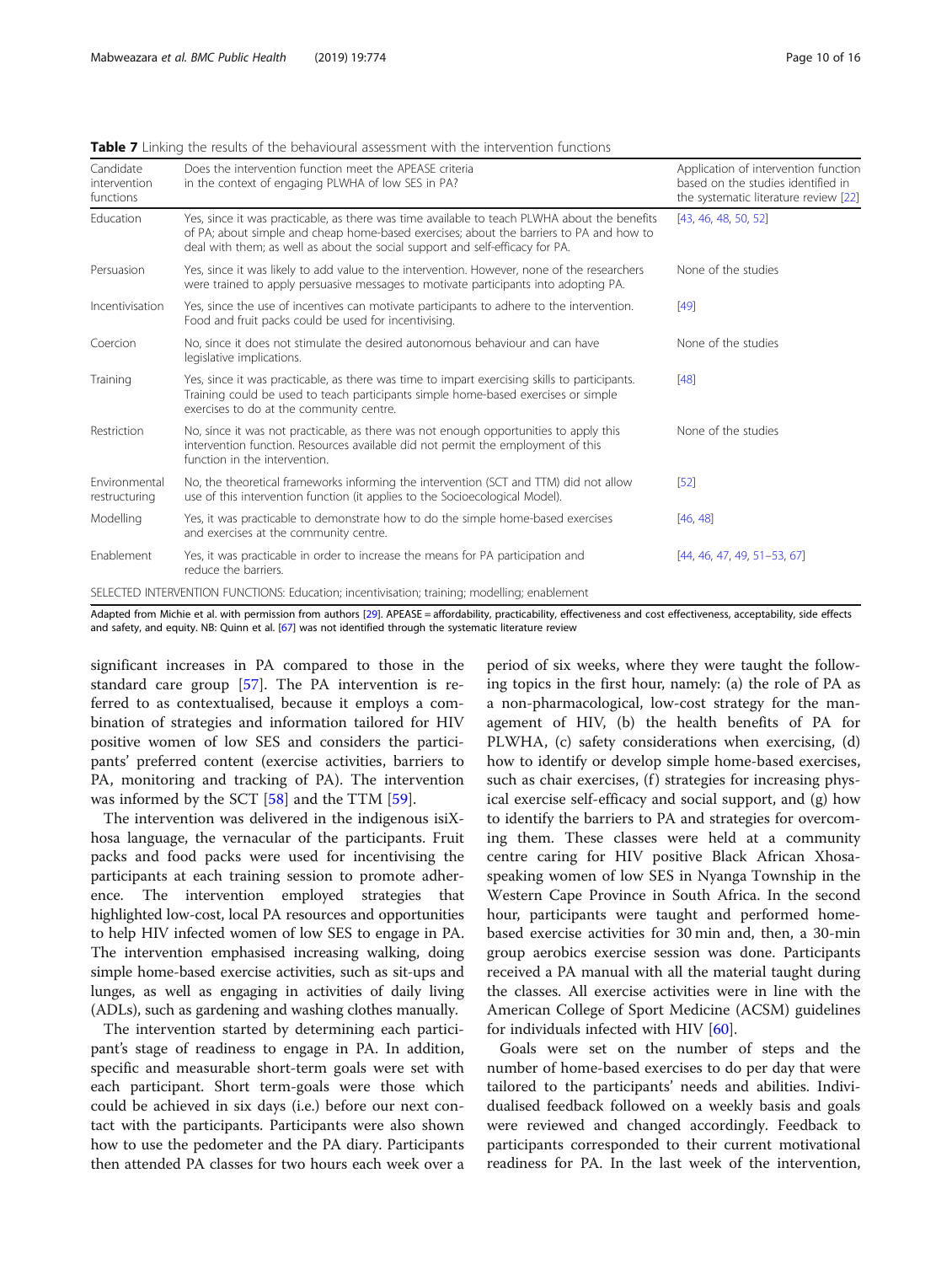**Table 7** Linking the results of the behavioural assessment with the intervention functions

| Candidate intervention functions | Does the intervention function meet the APEASE criteria in the context of engaging PLWHA of low SES in PA? | Application of intervention function based on the studies identified in the systematic literature review [22] |
|---|---|---|
| Education | Yes, since it was practicable, as there was time available to teach PLWHA about the benefits of PA; about simple and cheap home-based exercises; about the barriers to PA and how to deal with them; as well as about the social support and self-efficacy for PA. | [43, 46, 48, 50, 52] |
| Persuasion | Yes, since it was likely to add value to the intervention. However, none of the researchers were trained to apply persuasive messages to motivate participants into adopting PA. | None of the studies |
| Incentivisation | Yes, since the use of incentives can motivate participants to adhere to the intervention. Food and fruit packs could be used for incentivising. | [49] |
| Coercion | No, since it does not stimulate the desired autonomous behaviour and can have legislative implications. | None of the studies |
| Training | Yes, since it was practicable, as there was time to impart exercising skills to participants. Training could be used to teach participants simple home-based exercises or simple exercises to do at the community centre. | [48] |
| Restriction | No, since it was not practicable, as there was not enough opportunities to apply this intervention function. Resources available did not permit the employment of this function in the intervention. | None of the studies |
| Environmental restructuring | No, the theoretical frameworks informing the intervention (SCT and TTM) did not allow use of this intervention function (it applies to the Socioecological Model). | [52] |
| Modelling | Yes, it was practicable to demonstrate how to do the simple home-based exercises and exercises at the community centre. | [46, 48] |
| Enablement | Yes, it was practicable in order to increase the means for PA participation and reduce the barriers. | [44, 46, 47, 49, 51–53, 67] |
| SELECTED INTERVENTION FUNCTIONS: Education; incentivisation; training; modelling; enablement | | |

Adapted from Michie et al. with permission from authors [29]. APEASE = affordability, practicability, effectiveness and cost effectiveness, acceptability, side effects and safety, and equity. NB: Quinn et al. [67] was not identified through the systematic literature review

significant increases in PA compared to those in the standard care group [57]. The PA intervention is referred to as contextualised, because it employs a combination of strategies and information tailored for HIV positive women of low SES and considers the participants' preferred content (exercise activities, barriers to PA, monitoring and tracking of PA). The intervention was informed by the SCT [58] and the TTM [59].

The intervention was delivered in the indigenous isiXhosa language, the vernacular of the participants. Fruit packs and food packs were used for incentivising the participants at each training session to promote adherence. The intervention employed strategies that highlighted low-cost, local PA resources and opportunities to help HIV infected women of low SES to engage in PA. The intervention emphasised increasing walking, doing simple home-based exercise activities, such as sit-ups and lunges, as well as engaging in activities of daily living (ADLs), such as gardening and washing clothes manually.

The intervention started by determining each participant's stage of readiness to engage in PA. In addition, specific and measurable short-term goals were set with each participant. Short term-goals were those which could be achieved in six days (i.e.) before our next contact with the participants. Participants were also shown how to use the pedometer and the PA diary. Participants then attended PA classes for two hours each week over a period of six weeks, where they were taught the following topics in the first hour, namely: (a) the role of PA as a non-pharmacological, low-cost strategy for the management of HIV, (b) the health benefits of PA for PLWHA, (c) safety considerations when exercising, (d) how to identify or develop simple home-based exercises, such as chair exercises, (f) strategies for increasing physical exercise self-efficacy and social support, and (g) how to identify the barriers to PA and strategies for overcoming them. These classes were held at a community centre caring for HIV positive Black African Xhosa-speaking women of low SES in Nyanga Township in the Western Cape Province in South Africa. In the second hour, participants were taught and performed home-based exercise activities for 30 min and, then, a 30-min group aerobics exercise session was done. Participants received a PA manual with all the material taught during the classes. All exercise activities were in line with the American College of Sport Medicine (ACSM) guidelines for individuals infected with HIV [60].

Goals were set on the number of steps and the number of home-based exercises to do per day that were tailored to the participants' needs and abilities. Individualised feedback followed on a weekly basis and goals were reviewed and changed accordingly. Feedback to participants corresponded to their current motivational readiness for PA. In the last week of the intervention,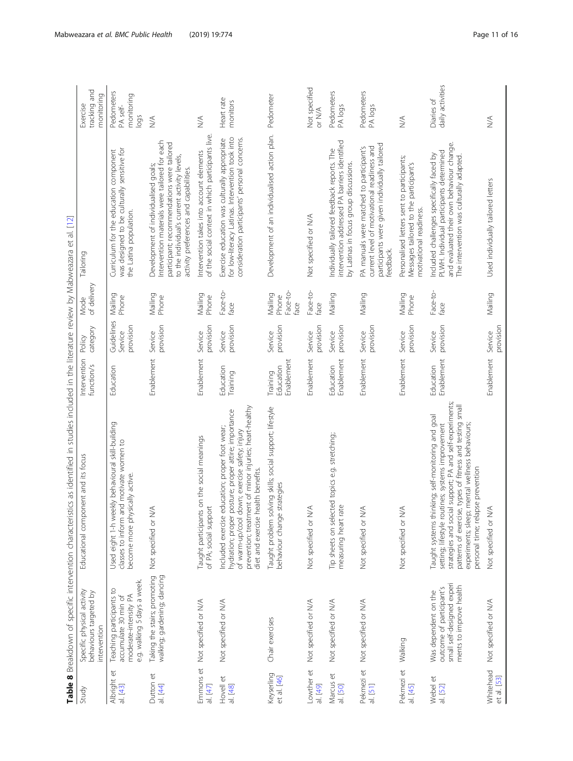**Table 8** Breakdown of specific intervention characteristics as identified in studies included in the literature review by Mabweazara et al. [12]

| Study | Specific physical activity behaviours targeted by intervention | Educational component and its focus | Intervention function/s | Policy category | Mode of delivery | Tailoring | Exercise tracking and monitoring |
|---|---|---|---|---|---|---|---|
| Albright et al. [43] | Teaching participants to accumulate 30 min of moderate-intensity PA e.g. walking 5 days a week. | Used eight 1-h weekly behavioural skill-building classes to inform and motivate women to become more physically active. | Education | Guidelines Service provision | Mailing Phone | Curriculum for the education component was designed to be culturally sensitive for the Latina population. | Pedometers PA self-monitoring logs |
| Dutton et al. [44] | Taking the stairs; promoting walking; gardening; dancing | Not specified or N/A | Enablement | Service provision | Mailing Phone | Development of individualised goals; Intervention materials were tailored for each participant; recommendations were tailored to the individual's current activity levels, activity preferences and capabilities. | N/A |
| Emmons et al. [47] | Not specified or N/A | Taught participants on the social meanings of PA; social support | Enablement | Service provision | Mailing Phone | Intervention takes into account elements of the social context in which participants live. | N/A |
| Hovell et al. [48] | Not specified or N/A | Included exercise education; proper foot wear; hydration; proper posture; proper attire; importance of warm-up/cool down; exercise safety; injury prevention; treatment of minor injuries; heart-healthy diet and exercise health benefits. | Education Training | Service provision | Face-to-face | Exercise education was culturally appropriate for low-literacy Latinas. Intervention took into consideration participants' personal concerns. | Heart rate monitors |
| Keyserling et al. [46] | Chair exercises | Taught problem solving skills; social support; lifestyle behaviour change strategies | Training Education Enablement | Service provision | Mailing Phone Face-to-face | Development of an individualised action plan. | Pedometer |
| Lowther et al. [49] | Not specified or N/A | Not specified or N/A | Enablement | Service provision | Face-to-face | Not specified or N/A | Not specified or N/A |
| Marcus et al. [50] | Not specified or N/A | Tip sheets on selected topics e.g. stretching; measuring heart rate | Education Enablement | Service provision | Mailing | Individually tailored feedback reports. The intervention addressed PA barriers identified by Latinas in focus group discussions. | Pedometers PA logs |
| Pekmezi et al. [51] | Not specified or N/A | Not specified or N/A | Enablement | Service provision | Mailing | PA manuals were matched to participant's current level of motivational readiness and participants were given individually tailored feedback. | Pedometers PA logs |
| Pekmezi et al. [45] | Walking | Not specified or N/A | Enablement | Service provision | Mailing Phone | Personalised letters sent to participants; Messages tailored to the participant's motivational readiness. | N/A |
| Webel et al. [52] | Was dependent on the outcome of participant's small self-designed experiments to improve health | Taught systems thinking; self-monitoring and goal setting; lifestyle routines; systems improvement strategies and social support; PA and self-experiments; patterns of exercise, types of fitness and testing small experiments; sleep; mental wellness behaviours; personal time; relapse prevention | Education Enablement | Service provision | Face-to-face | Included challenges specifically faced by PLWH. Individual participants determined and evaluated their own behaviour change. The intervention was culturally adapted. | Diaries of daily activities |
| Whitehead et al. [53] | Not specified or N/A | Not specified or N/A | Enablement | Service provision | Mailing | Used individually tailored letters | N/A |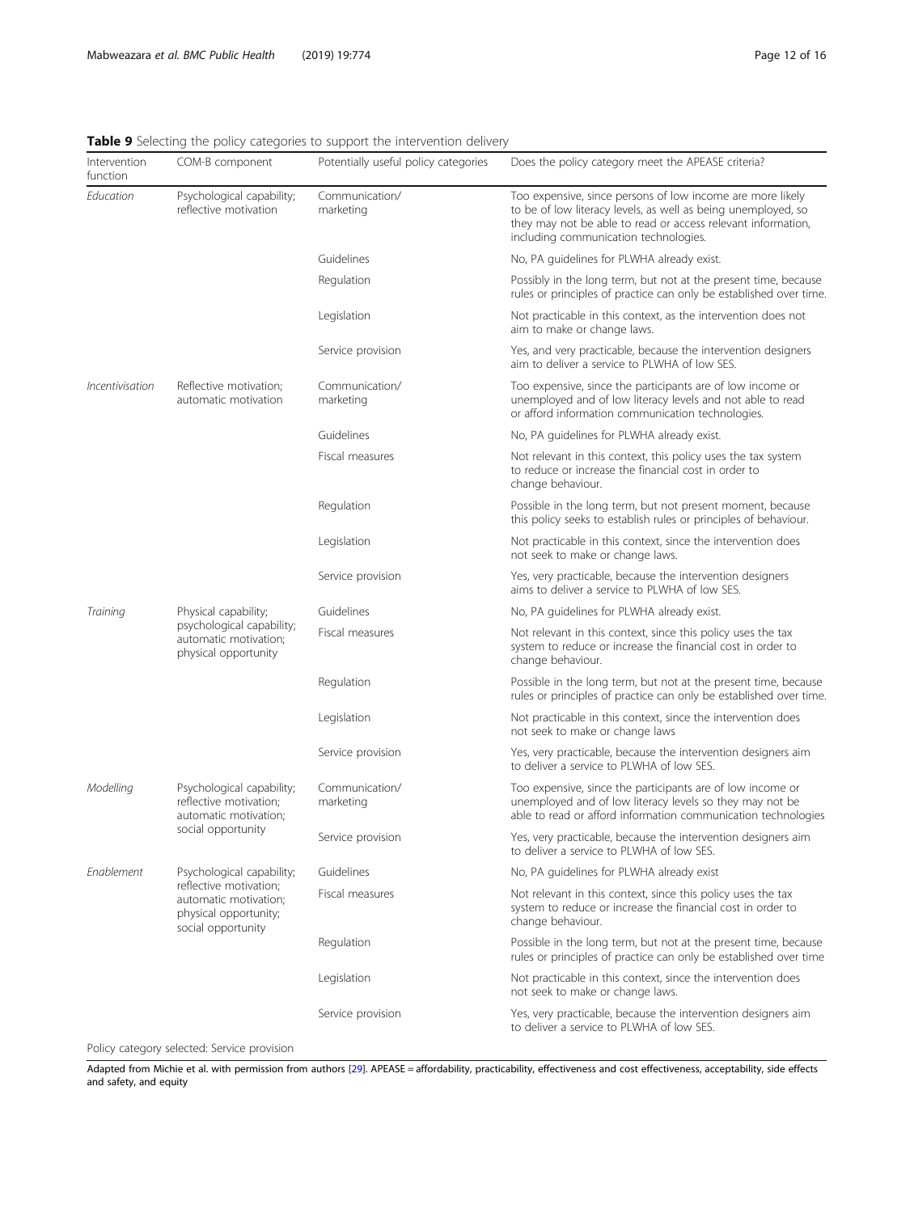**Table 9** Selecting the policy categories to support the intervention delivery

| Intervention function | COM-B component | Potentially useful policy categories | Does the policy category meet the APEASE criteria? |
|---|---|---|---|
| *Education* | Psychological capability; reflective motivation | Communication/ marketing | Too expensive, since persons of low income are more likely to be of low literacy levels, as well as being unemployed, so they may not be able to read or access relevant information, including communication technologies. |
| | | Guidelines | No, PA guidelines for PLWHA already exist. |
| | | Regulation | Possibly in the long term, but not at the present time, because rules or principles of practice can only be established over time. |
| | | Legislation | Not practicable in this context, as the intervention does not aim to make or change laws. |
| | | Service provision | Yes, and very practicable, because the intervention designers aim to deliver a service to PLWHA of low SES. |
| *Incentivisation* | Reflective motivation; automatic motivation | Communication/ marketing | Too expensive, since the participants are of low income or unemployed and of low literacy levels and not able to read or afford information communication technologies. |
| | | Guidelines | No, PA guidelines for PLWHA already exist. |
| | | Fiscal measures | Not relevant in this context, this policy uses the tax system to reduce or increase the financial cost in order to change behaviour. |
| | | Regulation | Possible in the long term, but not present moment, because this policy seeks to establish rules or principles of behaviour. |
| | | Legislation | Not practicable in this context, since the intervention does not seek to make or change laws. |
| | | Service provision | Yes, very practicable, because the intervention designers aims to deliver a service to PLWHA of low SES. |
| *Training* | Physical capability; psychological capability; automatic motivation; physical opportunity | Guidelines | No, PA guidelines for PLWHA already exist. |
| | | Fiscal measures | Not relevant in this context, since this policy uses the tax system to reduce or increase the financial cost in order to change behaviour. |
| | | Regulation | Possible in the long term, but not at the present time, because rules or principles of practice can only be established over time. |
| | | Legislation | Not practicable in this context, since the intervention does not seek to make or change laws |
| | | Service provision | Yes, very practicable, because the intervention designers aim to deliver a service to PLWHA of low SES. |
| *Modelling* | Psychological capability; reflective motivation; automatic motivation; social opportunity | Communication/ marketing | Too expensive, since the participants are of low income or unemployed and of low literacy levels so they may not be able to read or afford information communication technologies |
| | | Service provision | Yes, very practicable, because the intervention designers aim to deliver a service to PLWHA of low SES. |
| *Enablement* | Psychological capability; reflective motivation; automatic motivation; physical opportunity; social opportunity | Guidelines | No, PA guidelines for PLWHA already exist |
| | | Fiscal measures | Not relevant in this context, since this policy uses the tax system to reduce or increase the financial cost in order to change behaviour. |
| | | Regulation | Possible in the long term, but not at the present time, because rules or principles of practice can only be established over time |
| | | Legislation | Not practicable in this context, since the intervention does not seek to make or change laws. |
| | | Service provision | Yes, very practicable, because the intervention designers aim to deliver a service to PLWHA of low SES. |

Policy category selected: Service provision

Adapted from Michie et al. with permission from authors [29]. APEASE = affordability, practicability, effectiveness and cost effectiveness, acceptability, side effects and safety, and equity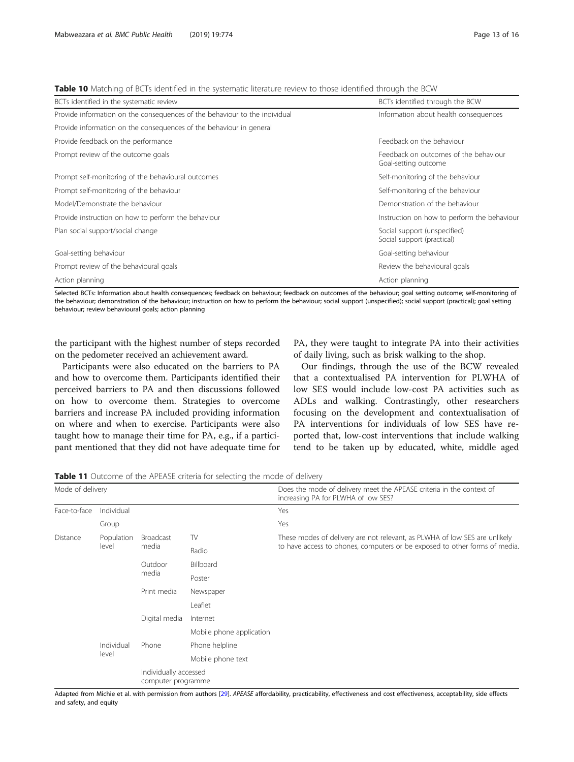**Table 10** Matching of BCTs identified in the systematic literature review to those identified through the BCW

| BCTs identified in the systematic review | BCTs identified through the BCW |
| --- | --- |
| Provide information on the consequences of the behaviour to the individual | Information about health consequences |
| Provide information on the consequences of the behaviour in general | |
| Provide feedback on the performance | Feedback on the behaviour |
| Prompt review of the outcome goals | Feedback on outcomes of the behaviour<br>Goal-setting outcome |
| Prompt self-monitoring of the behavioural outcomes | Self-monitoring of the behaviour |
| Prompt self-monitoring of the behaviour | Self-monitoring of the behaviour |
| Model/Demonstrate the behaviour | Demonstration of the behaviour |
| Provide instruction on how to perform the behaviour | Instruction on how to perform the behaviour |
| Plan social support/social change | Social support (unspecified)<br>Social support (practical) |
| Goal-setting behaviour | Goal-setting behaviour |
| Prompt review of the behavioural goals | Review the behavioural goals |
| Action planning | Action planning |

Selected BCTs: Information about health consequences; feedback on behaviour; feedback on outcomes of the behaviour; goal setting outcome; self-monitoring of the behaviour; demonstration of the behaviour; instruction on how to perform the behaviour; social support (unspecified); social support (practical); goal setting behaviour; review behavioural goals; action planning

the participant with the highest number of steps recorded on the pedometer received an achievement award.

Participants were also educated on the barriers to PA and how to overcome them. Participants identified their perceived barriers to PA and then discussions followed on how to overcome them. Strategies to overcome barriers and increase PA included providing information on where and when to exercise. Participants were also taught how to manage their time for PA, e.g., if a participant mentioned that they did not have adequate time for PA, they were taught to integrate PA into their activities of daily living, such as brisk walking to the shop.

Our findings, through the use of the BCW revealed that a contextualised PA intervention for PLWHA of low SES would include low-cost PA activities such as ADLs and walking. Contrastingly, other researchers focusing on the development and contextualisation of PA interventions for individuals of low SES have reported that, low-cost interventions that include walking tend to be taken up by educated, white, middle aged

**Table 11** Outcome of the APEASE criteria for selecting the mode of delivery

| Mode of delivery | | | | Does the mode of delivery meet the APEASE criteria in the context of increasing PA for PLWHA of low SES? |
| --- | --- | --- | --- | --- |
| Face-to-face | Individual | | | Yes |
| | Group | | | Yes |
| Distance | Population level | Broadcast media | TV | These modes of delivery are not relevant, as PLWHA of low SES are unlikely to have access to phones, computers or be exposed to other forms of media. |
| | | | Radio | |
| | | Outdoor media | Billboard | |
| | | | Poster | |
| | | Print media | Newspaper | |
| | | | Leaflet | |
| | | Digital media | Internet | |
| | | | Mobile phone application | |
| | Individual level | Phone | Phone helpline | |
| | | | Mobile phone text | |
| | | Individually accessed computer programme | | |

Adapted from Michie et al. with permission from authors [29]. *APEASE* affordability, practicability, effectiveness and cost effectiveness, acceptability, side effects and safety, and equity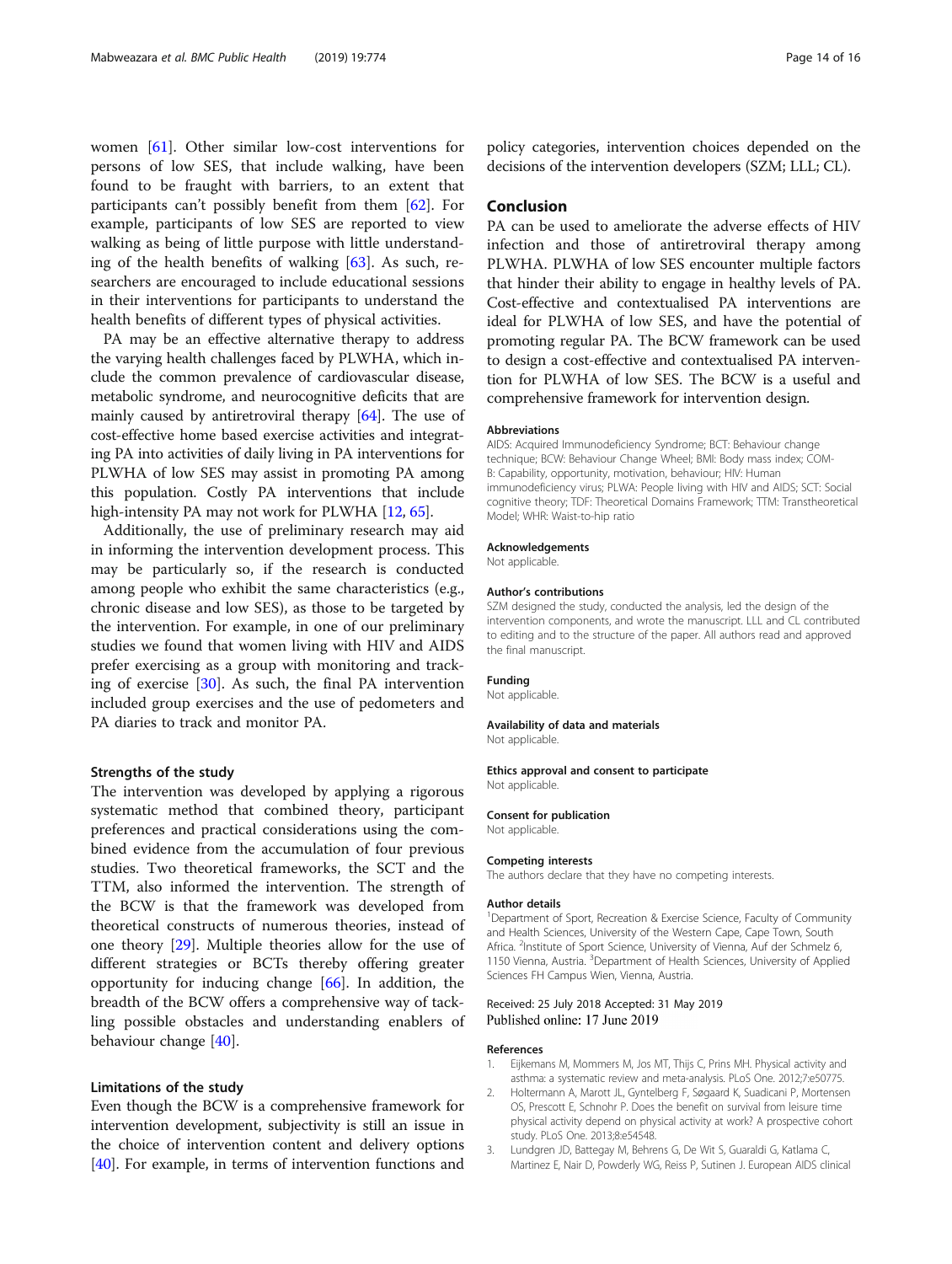women [61]. Other similar low-cost interventions for persons of low SES, that include walking, have been found to be fraught with barriers, to an extent that participants can't possibly benefit from them [62]. For example, participants of low SES are reported to view walking as being of little purpose with little understanding of the health benefits of walking [63]. As such, researchers are encouraged to include educational sessions in their interventions for participants to understand the health benefits of different types of physical activities.

PA may be an effective alternative therapy to address the varying health challenges faced by PLWHA, which include the common prevalence of cardiovascular disease, metabolic syndrome, and neurocognitive deficits that are mainly caused by antiretroviral therapy [64]. The use of cost-effective home based exercise activities and integrating PA into activities of daily living in PA interventions for PLWHA of low SES may assist in promoting PA among this population. Costly PA interventions that include high-intensity PA may not work for PLWHA [12, 65].

Additionally, the use of preliminary research may aid in informing the intervention development process. This may be particularly so, if the research is conducted among people who exhibit the same characteristics (e.g., chronic disease and low SES), as those to be targeted by the intervention. For example, in one of our preliminary studies we found that women living with HIV and AIDS prefer exercising as a group with monitoring and tracking of exercise [30]. As such, the final PA intervention included group exercises and the use of pedometers and PA diaries to track and monitor PA.

### Strengths of the study

The intervention was developed by applying a rigorous systematic method that combined theory, participant preferences and practical considerations using the combined evidence from the accumulation of four previous studies. Two theoretical frameworks, the SCT and the TTM, also informed the intervention. The strength of the BCW is that the framework was developed from theoretical constructs of numerous theories, instead of one theory [29]. Multiple theories allow for the use of different strategies or BCTs thereby offering greater opportunity for inducing change [66]. In addition, the breadth of the BCW offers a comprehensive way of tackling possible obstacles and understanding enablers of behaviour change [40].

### Limitations of the study

Even though the BCW is a comprehensive framework for intervention development, subjectivity is still an issue in the choice of intervention content and delivery options [40]. For example, in terms of intervention functions and policy categories, intervention choices depended on the decisions of the intervention developers (SZM; LLL; CL).

## Conclusion

PA can be used to ameliorate the adverse effects of HIV infection and those of antiretroviral therapy among PLWHA. PLWHA of low SES encounter multiple factors that hinder their ability to engage in healthy levels of PA. Cost-effective and contextualised PA interventions are ideal for PLWHA of low SES, and have the potential of promoting regular PA. The BCW framework can be used to design a cost-effective and contextualised PA intervention for PLWHA of low SES. The BCW is a useful and comprehensive framework for intervention design.

#### Abbreviations

AIDS: Acquired Immunodeficiency Syndrome; BCT: Behaviour change technique; BCW: Behaviour Change Wheel; BMI: Body mass index; COM-B: Capability, opportunity, motivation, behaviour; HIV: Human immunodeficiency virus; PLWA: People living with HIV and AIDS; SCT: Social cognitive theory; TDF: Theoretical Domains Framework; TTM: Transtheoretical Model; WHR: Waist-to-hip ratio

#### Acknowledgements

Not applicable.

#### Author's contributions

SZM designed the study, conducted the analysis, led the design of the intervention components, and wrote the manuscript. LLL and CL contributed to editing and to the structure of the paper. All authors read and approved the final manuscript.

#### Funding

Not applicable.

#### Availability of data and materials

Not applicable.

#### Ethics approval and consent to participate

Not applicable.

#### Consent for publication

Not applicable.

#### Competing interests

The authors declare that they have no competing interests.

#### Author details

[1]Department of Sport, Recreation & Exercise Science, Faculty of Community and Health Sciences, University of the Western Cape, Cape Town, South Africa. [2]Institute of Sport Science, University of Vienna, Auf der Schmelz 6, 1150 Vienna, Austria. [3]Department of Health Sciences, University of Applied Sciences FH Campus Wien, Vienna, Austria.

Received: 25 July 2018 Accepted: 31 May 2019
Published online: 17 June 2019

#### References

1. Eijkemans M, Mommers M, Jos MT, Thijs C, Prins MH. Physical activity and asthma: a systematic review and meta-analysis. PLoS One. 2012;7:e50775.
2. Holtermann A, Marott JL, Gyntelberg F, Søgaard K, Suadicani P, Mortensen OS, Prescott E, Schnohr P. Does the benefit on survival from leisure time physical activity depend on physical activity at work? A prospective cohort study. PLoS One. 2013;8:e54548.
3. Lundgren JD, Battegay M, Behrens G, De Wit S, Guaraldi G, Katlama C, Martinez E, Nair D, Powderly WG, Reiss P, Sutinen J. European AIDS clinical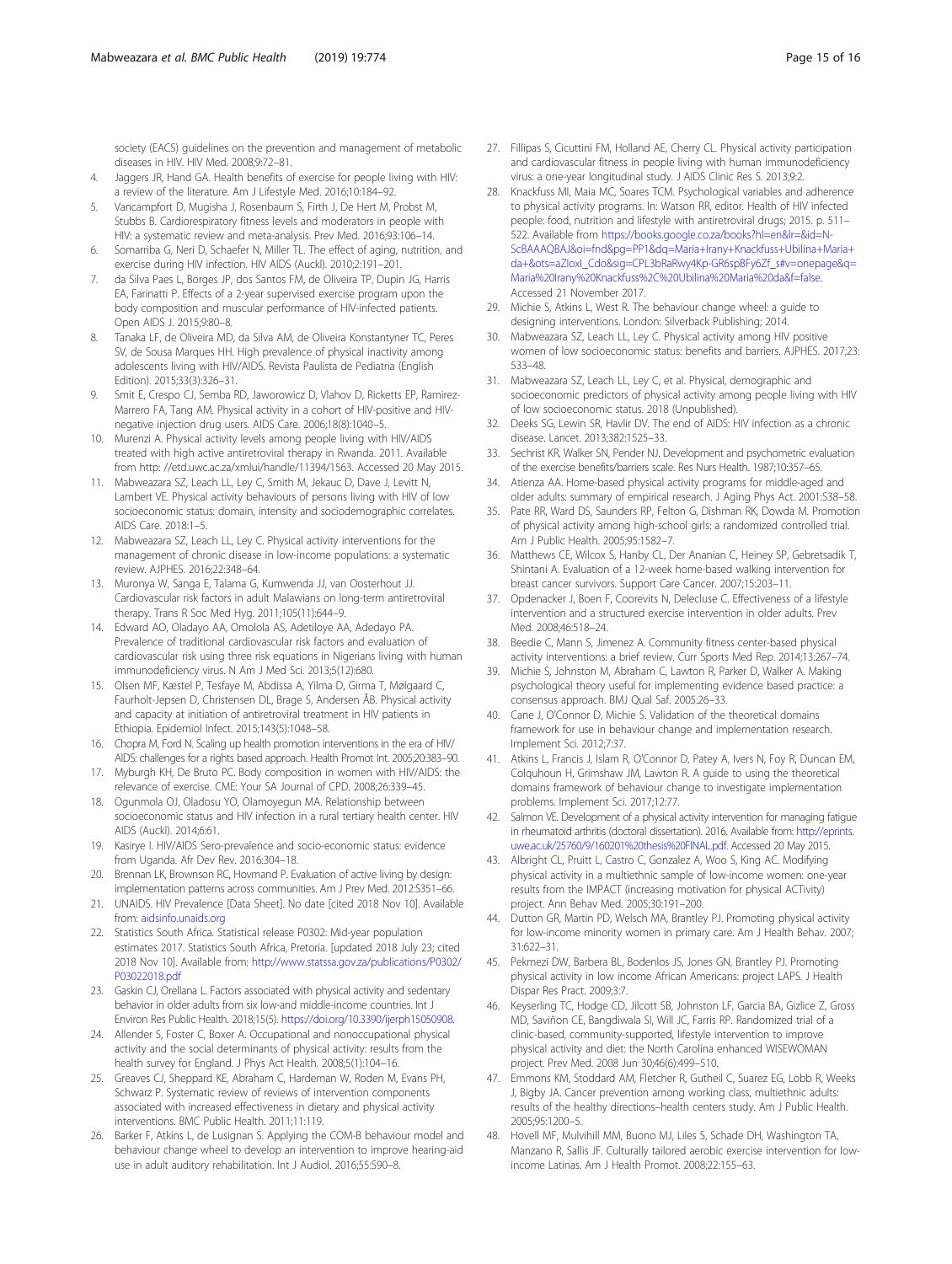society (EACS) guidelines on the prevention and management of metabolic diseases in HIV. HIV Med. 2008;9:72–81.

4. Jaggers JR, Hand GA. Health benefits of exercise for people living with HIV: a review of the literature. Am J Lifestyle Med. 2016;10:184–92.
5. Vancampfort D, Mugisha J, Rosenbaum S, Firth J, De Hert M, Probst M, Stubbs B. Cardiorespiratory fitness levels and moderators in people with HIV: a systematic review and meta-analysis. Prev Med. 2016;93:106–14.
6. Somarriba G, Neri D, Schaefer N, Miller TL. The effect of aging, nutrition, and exercise during HIV infection. HIV AIDS (Auckl). 2010;2:191–201.
7. da Silva Paes L, Borges JP, dos Santos FM, de Oliveira TP, Dupin JG, Harris EA, Farinatti P. Effects of a 2-year supervised exercise program upon the body composition and muscular performance of HIV-infected patients. Open AIDS J. 2015;9:80–8.
8. Tanaka LF, de Oliveira MD, da Silva AM, de Oliveira Konstantyner TC, Peres SV, de Sousa Marques HH. High prevalence of physical inactivity among adolescents living with HIV/AIDS. Revista Paulista de Pediatria (English Edition). 2015;33(3):326–31.
9. Smit E, Crespo CJ, Semba RD, Jaworowicz D, Vlahov D, Ricketts EP, Ramirez-Marrero FA, Tang AM. Physical activity in a cohort of HIV-positive and HIV-negative injection drug users. AIDS Care. 2006;18(8):1040–5.
10. Murenzi A. Physical activity levels among people living with HIV/AIDS treated with high active antiretroviral therapy in Rwanda. 2011. Available from http: //etd.uwc.ac.za/xmlui/handle/11394/1563. Accessed 20 May 2015.
11. Mabweazara SZ, Leach LL, Ley C, Smith M, Jekauc D, Dave J, Levitt N, Lambert VE. Physical activity behaviours of persons living with HIV of low socioeconomic status: domain, intensity and sociodemographic correlates. AIDS Care. 2018:1–5.
12. Mabweazara SZ, Leach LL, Ley C. Physical activity interventions for the management of chronic disease in low-income populations: a systematic review. AJPHES. 2016;22:348–64.
13. Muronya W, Sanga E, Talama G, Kumwenda JJ, van Oosterhout JJ. Cardiovascular risk factors in adult Malawians on long-term antiretroviral therapy. Trans R Soc Med Hyg. 2011;105(11):644–9.
14. Edward AO, Oladayo AA, Omolola AS, Adetiloye AA, Adedayo PA. Prevalence of traditional cardiovascular risk factors and evaluation of cardiovascular risk using three risk equations in Nigerians living with human immunodeficiency virus. N Am J Med Sci. 2013;5(12):680.
15. Olsen MF, Kæstel P, Tesfaye M, Abdissa A, Yilma D, Girma T, Mølgaard C, Faurholt-Jepsen D, Christensen DL, Brage S, Andersen ÅB. Physical activity and capacity at initiation of antiretroviral treatment in HIV patients in Ethiopia. Epidemiol Infect. 2015;143(5):1048–58.
16. Chopra M, Ford N. Scaling up health promotion interventions in the era of HIV/AIDS: challenges for a rights based approach. Health Promot Int. 2005;20:383–90.
17. Myburgh KH, De Bruto PC. Body composition in women with HIV/AIDS: the relevance of exercise. CME: Your SA Journal of CPD. 2008;26:339–45.
18. Ogunmola OJ, Oladosu YO, Olamoyegun MA. Relationship between socioeconomic status and HIV infection in a rural tertiary health center. HIV AIDS (Auckl). 2014;6:61.
19. Kasirye I. HIV/AIDS Sero-prevalence and socio-economic status: evidence from Uganda. Afr Dev Rev. 2016:304–18.
20. Brennan LK, Brownson RC, Hovmand P. Evaluation of active living by design: implementation patterns across communities. Am J Prev Med. 2012:S351–66.
21. UNAIDS. HIV Prevalence [Data Sheet]. No date [cited 2018 Nov 10]. Available from: aidsinfo.unaids.org
22. Statistics South Africa. Statistical release P0302: Mid-year population estimates 2017. Statistics South Africa, Pretoria. [updated 2018 July 23; cited 2018 Nov 10]. Available from: http://www.statssa.gov.za/publications/P0302/P03022018.pdf
23. Gaskin CJ, Orellana L. Factors associated with physical activity and sedentary behavior in older adults from six low-and middle-income countries. Int J Environ Res Public Health. 2018;15(5). https://doi.org/10.3390/ijerph15050908.
24. Allender S, Foster C, Boxer A. Occupational and nonoccupational physical activity and the social determinants of physical activity: results from the health survey for England. J Phys Act Health. 2008;5(1):104–16.
25. Greaves CJ, Sheppard KE, Abraham C, Hardeman W, Roden M, Evans PH, Schwarz P. Systematic review of reviews of intervention components associated with increased effectiveness in dietary and physical activity interventions. BMC Public Health. 2011;11:119.
26. Barker F, Atkins L, de Lusignan S. Applying the COM-B behaviour model and behaviour change wheel to develop an intervention to improve hearing-aid use in adult auditory rehabilitation. Int J Audiol. 2016;55:S90–8.
27. Fillipas S, Cicuttini FM, Holland AE, Cherry CL. Physical activity participation and cardiovascular fitness in people living with human immunodeficiency virus: a one-year longitudinal study. J AIDS Clinic Res S. 2013;9:2.
28. Knackfuss MI, Maia MC, Soares TCM. Psychological variables and adherence to physical activity programs. In: Watson RR, editor. Health of HIV infected people: food, nutrition and lifestyle with antiretroviral drugs; 2015. p. 511–522. Available from https://books.google.co.za/books?hl=en&lr=&id=N-ScBAAAQBAJ&oi=fnd&pg=PP1&dq=Maria+Irany+Knackfuss+Ubilina+Maria+da+&ots=aZIoxl_Cdo&sig=CPL3bRaRwy4Kp-GR6spBFy6Zf_s#v=onepage&q=Maria%20Irany%20Knackfuss%2C%20Ubilina%20Maria%20da&f=false. Accessed 21 November 2017.
29. Michie S, Atkins L, West R. The behaviour change wheel: a guide to designing interventions. London: Silverback Publishing; 2014.
30. Mabweazara SZ, Leach LL, Ley C. Physical activity among HIV positive women of low socioeconomic status: benefits and barriers. AJPHES. 2017;23:533–48.
31. Mabweazara SZ, Leach LL, Ley C, et al. Physical, demographic and socioeconomic predictors of physical activity among people living with HIV of low socioeconomic status. 2018 (Unpublished).
32. Deeks SG, Lewin SR, Havlir DV. The end of AIDS: HIV infection as a chronic disease. Lancet. 2013;382:1525–33.
33. Sechrist KR, Walker SN, Pender NJ. Development and psychometric evaluation of the exercise benefits/barriers scale. Res Nurs Health. 1987;10:357–65.
34. Atienza AA. Home-based physical activity programs for middle-aged and older adults: summary of empirical research. J Aging Phys Act. 2001:S38–58.
35. Pate RR, Ward DS, Saunders RP, Felton G, Dishman RK, Dowda M. Promotion of physical activity among high-school girls: a randomized controlled trial. Am J Public Health. 2005;95:1582–7.
36. Matthews CE, Wilcox S, Hanby CL, Der Ananian C, Heiney SP, Gebretsadik T, Shintani A. Evaluation of a 12-week home-based walking intervention for breast cancer survivors. Support Care Cancer. 2007;15:203–11.
37. Opdenacker J, Boen F, Coorevits N, Delecluse C. Effectiveness of a lifestyle intervention and a structured exercise intervention in older adults. Prev Med. 2008;46:518–24.
38. Beedie C, Mann S, Jimenez A. Community fitness center-based physical activity interventions: a brief review. Curr Sports Med Rep. 2014;13:267–74.
39. Michie S, Johnston M, Abraham C, Lawton R, Parker D, Walker A. Making psychological theory useful for implementing evidence based practice: a consensus approach. BMJ Qual Saf. 2005:26–33.
40. Cane J, O'Connor D, Michie S. Validation of the theoretical domains framework for use in behaviour change and implementation research. Implement Sci. 2012;7:37.
41. Atkins L, Francis J, Islam R, O'Connor D, Patey A, Ivers N, Foy R, Duncan EM, Colquhoun H, Grimshaw JM, Lawton R. A guide to using the theoretical domains framework of behaviour change to investigate implementation problems. Implement Sci. 2017;12:77.
42. Salmon VE. Development of a physical activity intervention for managing fatigue in rheumatoid arthritis (doctoral dissertation). 2016. Available from: http://eprints.uwe.ac.uk/25760/9/160201%20thesis%20FINAL.pdf. Accessed 20 May 2015.
43. Albright CL, Pruitt L, Castro C, Gonzalez A, Woo S, King AC. Modifying physical activity in a multiethnic sample of low-income women: one-year results from the IMPACT (increasing motivation for physical ACTivity) project. Ann Behav Med. 2005;30:191–200.
44. Dutton GR, Martin PD, Welsch MA, Brantley PJ. Promoting physical activity for low-income minority women in primary care. Am J Health Behav. 2007;31:622–31.
45. Pekmezi DW, Barbera BL, Bodenlos JS, Jones GN, Brantley PJ. Promoting physical activity in low income African Americans: project LAPS. J Health Dispar Res Pract. 2009;3:7.
46. Keyserling TC, Hodge CD, Jilcott SB, Johnston LF, Garcia BA, Gizlice Z, Gross MD, Saviñon CE, Bangdiwala SI, Will JC, Farris RP. Randomized trial of a clinic-based, community-supported, lifestyle intervention to improve physical activity and diet: the North Carolina enhanced WISEWOMAN project. Prev Med. 2008 Jun 30;46(6):499–510.
47. Emmons KM, Stoddard AM, Fletcher R, Gutheil C, Suarez EG, Lobb R, Weeks J, Bigby JA. Cancer prevention among working class, multiethnic adults: results of the healthy directions–health centers study. Am J Public Health. 2005;95:1200–5.
48. Hovell MF, Mulvihill MM, Buono MJ, Liles S, Schade DH, Washington TA, Manzano R, Sallis JF. Culturally tailored aerobic exercise intervention for low-income Latinas. Am J Health Promot. 2008;22:155–63.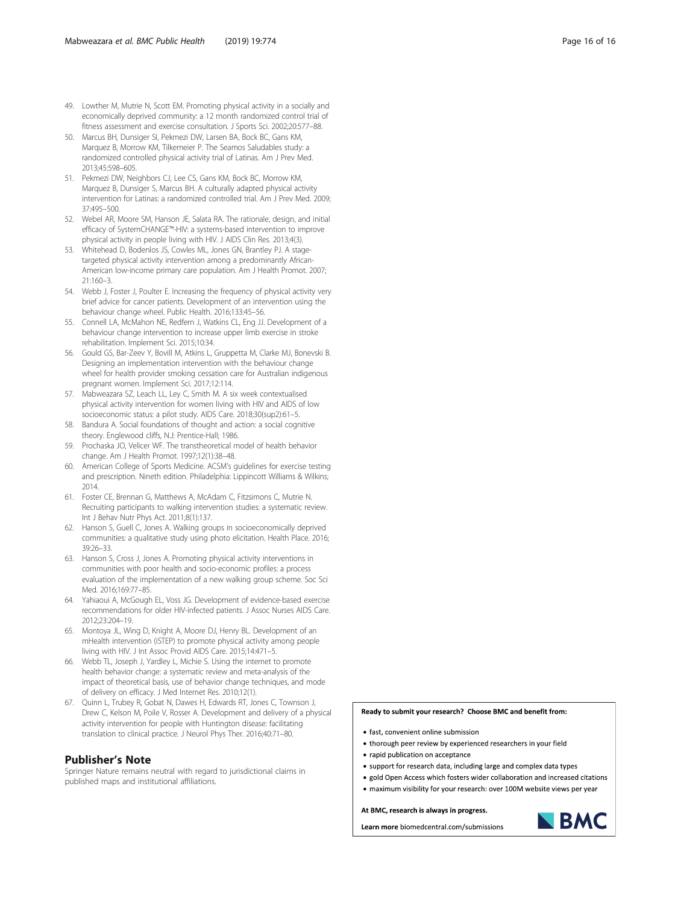49. Lowther M, Mutrie N, Scott EM. Promoting physical activity in a socially and economically deprived community: a 12 month randomized control trial of fitness assessment and exercise consultation. J Sports Sci. 2002;20:577–88.
50. Marcus BH, Dunsiger SI, Pekmezi DW, Larsen BA, Bock BC, Gans KM, Marquez B, Morrow KM, Tilkemeier P. The Seamos Saludables study: a randomized controlled physical activity trial of Latinas. Am J Prev Med. 2013;45:598–605.
51. Pekmezi DW, Neighbors CJ, Lee CS, Gans KM, Bock BC, Morrow KM, Marquez B, Dunsiger S, Marcus BH. A culturally adapted physical activity intervention for Latinas: a randomized controlled trial. Am J Prev Med. 2009; 37:495–500.
52. Webel AR, Moore SM, Hanson JE, Salata RA. The rationale, design, and initial efficacy of SystemCHANGE™-HIV: a systems-based intervention to improve physical activity in people living with HIV. J AIDS Clin Res. 2013;4(3).
53. Whitehead D, Bodenlos JS, Cowles ML, Jones GN, Brantley PJ. A stage-targeted physical activity intervention among a predominantly African-American low-income primary care population. Am J Health Promot. 2007; 21:160–3.
54. Webb J, Foster J, Poulter E. Increasing the frequency of physical activity very brief advice for cancer patients. Development of an intervention using the behaviour change wheel. Public Health. 2016;133:45–56.
55. Connell LA, McMahon NE, Redfern J, Watkins CL, Eng JJ. Development of a behaviour change intervention to increase upper limb exercise in stroke rehabilitation. Implement Sci. 2015;10:34.
56. Gould GS, Bar-Zeev Y, Bovill M, Atkins L, Gruppetta M, Clarke MJ, Bonevski B. Designing an implementation intervention with the behaviour change wheel for health provider smoking cessation care for Australian indigenous pregnant women. Implement Sci. 2017;12:114.
57. Mabweazara SZ, Leach LL, Ley C, Smith M. A six week contextualised physical activity intervention for women living with HIV and AIDS of low socioeconomic status: a pilot study. AIDS Care. 2018;30(sup2):61–5.
58. Bandura A. Social foundations of thought and action: a social cognitive theory. Englewood cliffs, NJ: Prentice-Hall; 1986.
59. Prochaska JO, Velicer WF. The transtheoretical model of health behavior change. Am J Health Promot. 1997;12(1):38–48.
60. American College of Sports Medicine. ACSM's guidelines for exercise testing and prescription. Nineth edition. Philadelphia: Lippincott Williams & Wilkins; 2014.
61. Foster CE, Brennan G, Matthews A, McAdam C, Fitzsimons C, Mutrie N. Recruiting participants to walking intervention studies: a systematic review. Int J Behav Nutr Phys Act. 2011;8(1):137.
62. Hanson S, Guell C, Jones A. Walking groups in socioeconomically deprived communities: a qualitative study using photo elicitation. Health Place. 2016; 39:26–33.
63. Hanson S, Cross J, Jones A. Promoting physical activity interventions in communities with poor health and socio-economic profiles: a process evaluation of the implementation of a new walking group scheme. Soc Sci Med. 2016;169:77–85.
64. Yahiaoui A, McGough EL, Voss JG. Development of evidence-based exercise recommendations for older HIV-infected patients. J Assoc Nurses AIDS Care. 2012;23:204–19.
65. Montoya JL, Wing D, Knight A, Moore DJ, Henry BL. Development of an mHealth intervention (iSTEP) to promote physical activity among people living with HIV. J Int Assoc Provid AIDS Care. 2015;14:471–5.
66. Webb TL, Joseph J, Yardley L, Michie S. Using the internet to promote health behavior change: a systematic review and meta-analysis of the impact of theoretical basis, use of behavior change techniques, and mode of delivery on efficacy. J Med Internet Res. 2010;12(1).
67. Quinn L, Trubey R, Gobat N, Dawes H, Edwards RT, Jones C, Townson J, Drew C, Kelson M, Poile V, Rosser A. Development and delivery of a physical activity intervention for people with Huntington disease: facilitating translation to clinical practice. J Neurol Phys Ther. 2016;40:71–80.

## Publisher's Note

Springer Nature remains neutral with regard to jurisdictional claims in published maps and institutional affiliations.

**Ready to submit your research? Choose BMC and benefit from:**

- fast, convenient online submission
- thorough peer review by experienced researchers in your field
- rapid publication on acceptance
- support for research data, including large and complex data types
- gold Open Access which fosters wider collaboration and increased citations
- maximum visibility for your research: over 100M website views per year

**At BMC, research is always in progress.**

**Learn more** biomedcentral.com/submissions